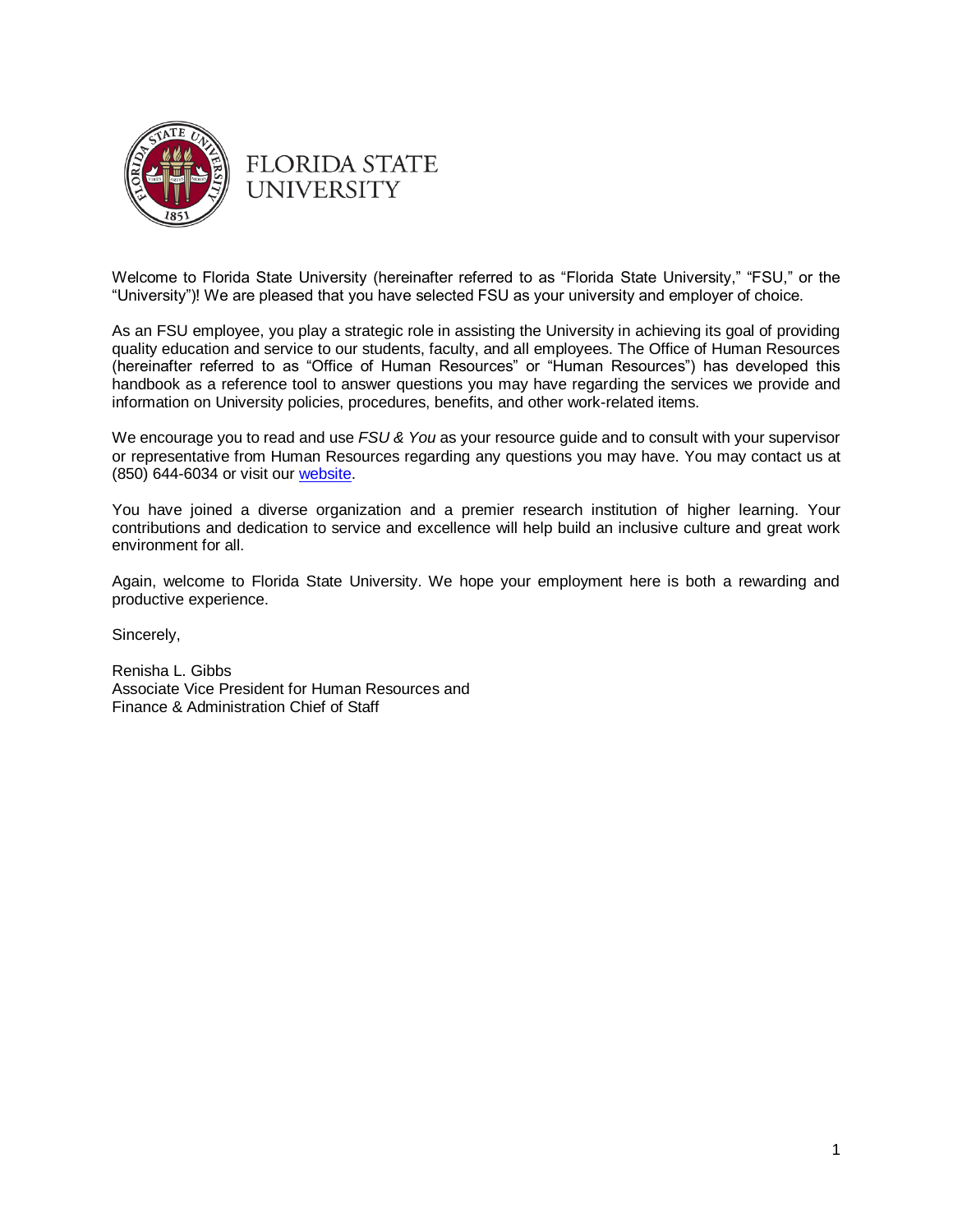FLORIDA STATE
UNIVERSITY

Welcome to Florida State University (hereinafter referred to as "Florida State University," "FSU," or the "University")! We are pleased that you have selected FSU as your university and employer of choice.

As an FSU employee, you play a strategic role in assisting the University in achieving its goal of providing quality education and service to our students, faculty, and all employees. The Office of Human Resources (hereinafter referred to as "Office of Human Resources" or "Human Resources") has developed this handbook as a reference tool to answer questions you may have regarding the services we provide and information on University policies, procedures, benefits, and other work-related items.

We encourage you to read and use *FSU & You* as your resource guide and to consult with your supervisor or representative from Human Resources regarding any questions you may have. You may contact us at (850) 644-6034 or visit our website.

You have joined a diverse organization and a premier research institution of higher learning. Your contributions and dedication to service and excellence will help build an inclusive culture and great work environment for all.

Again, welcome to Florida State University. We hope your employment here is both a rewarding and productive experience.

Sincerely,

Renisha L. Gibbs
Associate Vice President for Human Resources and
Finance & Administration Chief of Staff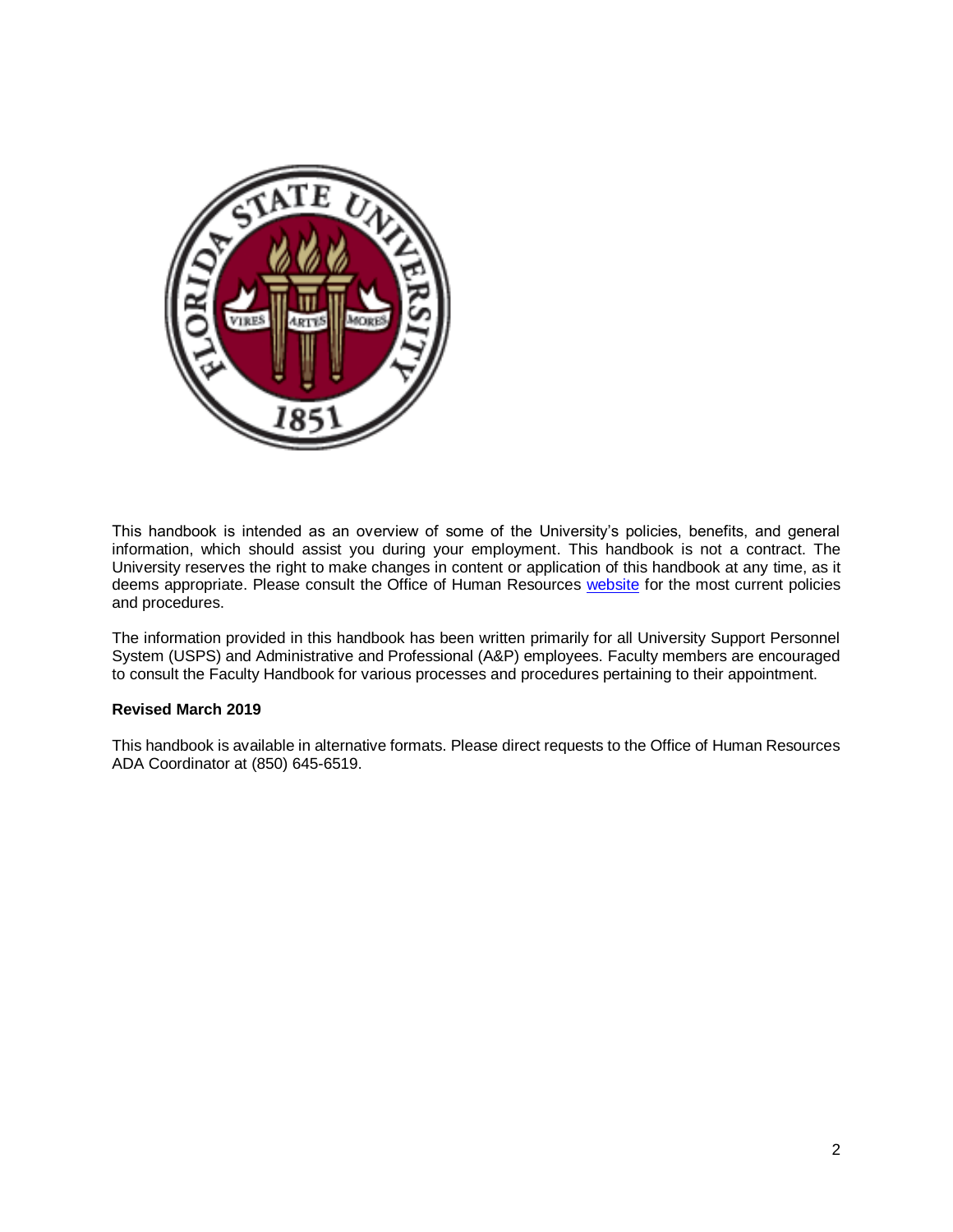This handbook is intended as an overview of some of the University's policies, benefits, and general information, which should assist you during your employment. This handbook is not a contract. The University reserves the right to make changes in content or application of this handbook at any time, as it deems appropriate. Please consult the Office of Human Resources website for the most current policies and procedures.

The information provided in this handbook has been written primarily for all University Support Personnel System (USPS) and Administrative and Professional (A&P) employees. Faculty members are encouraged to consult the Faculty Handbook for various processes and procedures pertaining to their appointment.

**Revised March 2019**

This handbook is available in alternative formats. Please direct requests to the Office of Human Resources ADA Coordinator at (850) 645-6519.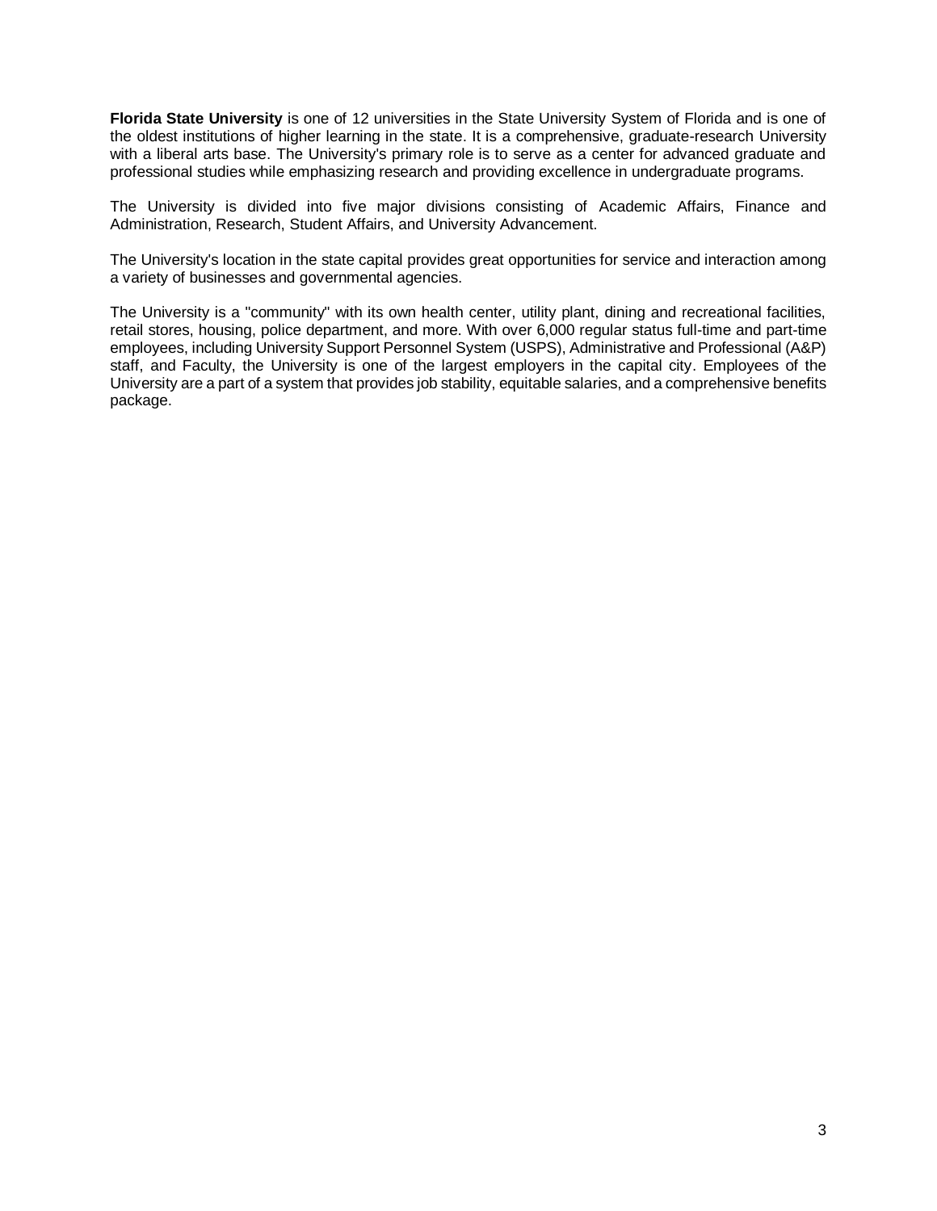**Florida State University** is one of 12 universities in the State University System of Florida and is one of the oldest institutions of higher learning in the state. It is a comprehensive, graduate-research University with a liberal arts base. The University's primary role is to serve as a center for advanced graduate and professional studies while emphasizing research and providing excellence in undergraduate programs.

The University is divided into five major divisions consisting of Academic Affairs, Finance and Administration, Research, Student Affairs, and University Advancement.

The University's location in the state capital provides great opportunities for service and interaction among a variety of businesses and governmental agencies.

The University is a "community" with its own health center, utility plant, dining and recreational facilities, retail stores, housing, police department, and more. With over 6,000 regular status full-time and part-time employees, including University Support Personnel System (USPS), Administrative and Professional (A&P) staff, and Faculty, the University is one of the largest employers in the capital city. Employees of the University are a part of a system that provides job stability, equitable salaries, and a comprehensive benefits package.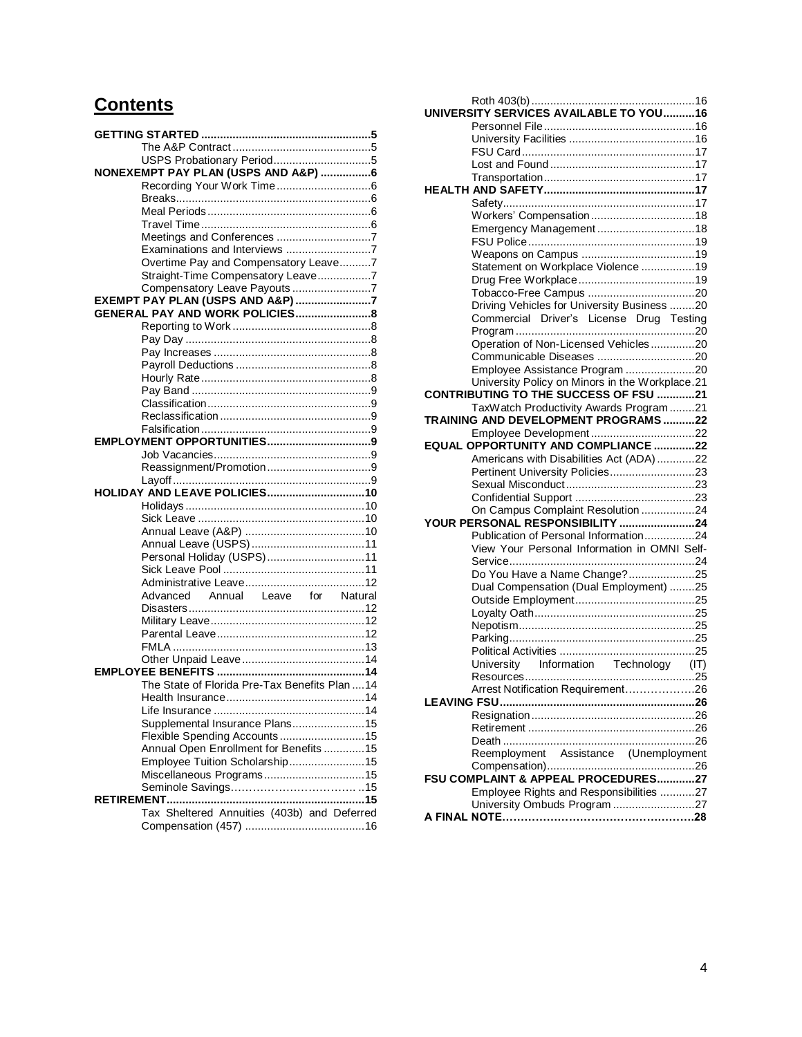# Contents

**GETTING STARTED** ..... **5**
- The A&P Contract ..... 5
- USPS Probationary Period ..... 5

**NONEXEMPT PAY PLAN (USPS AND A&P)** ..... **6**
- Recording Your Work Time ..... 6
- Breaks ..... 6
- Meal Periods ..... 6
- Travel Time ..... 6
- Meetings and Conferences ..... 7
- Examinations and Interviews ..... 7
- Overtime Pay and Compensatory Leave ..... 7
- Straight-Time Compensatory Leave ..... 7
- Compensatory Leave Payouts ..... 7

**EXEMPT PAY PLAN (USPS AND A&P)** ..... **7**

**GENERAL PAY AND WORK POLICIES** ..... **8**
- Reporting to Work ..... 8
- Pay Day ..... 8
- Pay Increases ..... 8
- Payroll Deductions ..... 8
- Hourly Rate ..... 8
- Pay Band ..... 9
- Classification ..... 9
- Reclassification ..... 9
- Falsification ..... 9

**EMPLOYMENT OPPORTUNITIES** ..... **9**
- Job Vacancies ..... 9
- Reassignment/Promotion ..... 9
- Layoff ..... 9

**HOLIDAY AND LEAVE POLICIES** ..... **10**
- Holidays ..... 10
- Sick Leave ..... 10
- Annual Leave (A&P) ..... 10
- Annual Leave (USPS) ..... 11
- Personal Holiday (USPS) ..... 11
- Sick Leave Pool ..... 11
- Administrative Leave ..... 12
- Advanced Annual Leave for Natural Disasters ..... 12
- Military Leave ..... 12
- Parental Leave ..... 12
- FMLA ..... 13
- Other Unpaid Leave ..... 14

**EMPLOYEE BENEFITS** ..... **14**
- The State of Florida Pre-Tax Benefits Plan ..... 14
- Health Insurance ..... 14
- Life Insurance ..... 14
- Supplemental Insurance Plans ..... 15
- Flexible Spending Accounts ..... 15
- Annual Open Enrollment for Benefits ..... 15
- Employee Tuition Scholarship ..... 15
- Miscellaneous Programs ..... 15
- Seminole Savings ..... 15

**RETIREMENT** ..... **15**
- Tax Sheltered Annuities (403b) and Deferred Compensation (457) ..... 16
- Roth 403(b) ..... 16

**UNIVERSITY SERVICES AVAILABLE TO YOU** ..... **16**
- Personnel File ..... 16
- University Facilities ..... 16
- FSU Card ..... 17
- Lost and Found ..... 17
- Transportation ..... 17

**HEALTH AND SAFETY** ..... **17**
- Safety ..... 17
- Workers' Compensation ..... 18
- Emergency Management ..... 18
- FSU Police ..... 19
- Weapons on Campus ..... 19
- Statement on Workplace Violence ..... 19
- Drug Free Workplace ..... 19
- Tobacco-Free Campus ..... 20
- Driving Vehicles for University Business ..... 20
- Commercial Driver's License Drug Testing Program ..... 20
- Operation of Non-Licensed Vehicles ..... 20
- Communicable Diseases ..... 20
- Employee Assistance Program ..... 20
- University Policy on Minors in the Workplace ..... 21

**CONTRIBUTING TO THE SUCCESS OF FSU** ..... **21**
- TaxWatch Productivity Awards Program ..... 21

**TRAINING AND DEVELOPMENT PROGRAMS** ..... **22**
- Employee Development ..... 22

**EQUAL OPPORTUNITY AND COMPLIANCE** ..... **22**
- Americans with Disabilities Act (ADA) ..... 22
- Pertinent University Policies ..... 23
- Sexual Misconduct ..... 23
- Confidential Support ..... 23
- On Campus Complaint Resolution ..... 24

**YOUR PERSONAL RESPONSIBILITY** ..... **24**
- Publication of Personal Information ..... 24
- View Your Personal Information in OMNI Self-Service ..... 24
- Do You Have a Name Change? ..... 25
- Dual Compensation (Dual Employment) ..... 25
- Outside Employment ..... 25
- Loyalty Oath ..... 25
- Nepotism ..... 25
- Parking ..... 25
- Political Activities ..... 25
- University Information Technology (IT) Resources ..... 25
- Arrest Notification Requirement ..... 26

**LEAVING FSU** ..... **26**
- Resignation ..... 26
- Retirement ..... 26
- Death ..... 26
- Reemployment Assistance (Unemployment Compensation) ..... 26

**FSU COMPLAINT & APPEAL PROCEDURES** ..... **27**
- Employee Rights and Responsibilities ..... 27
- University Ombuds Program ..... 27

**A FINAL NOTE** ..... **28**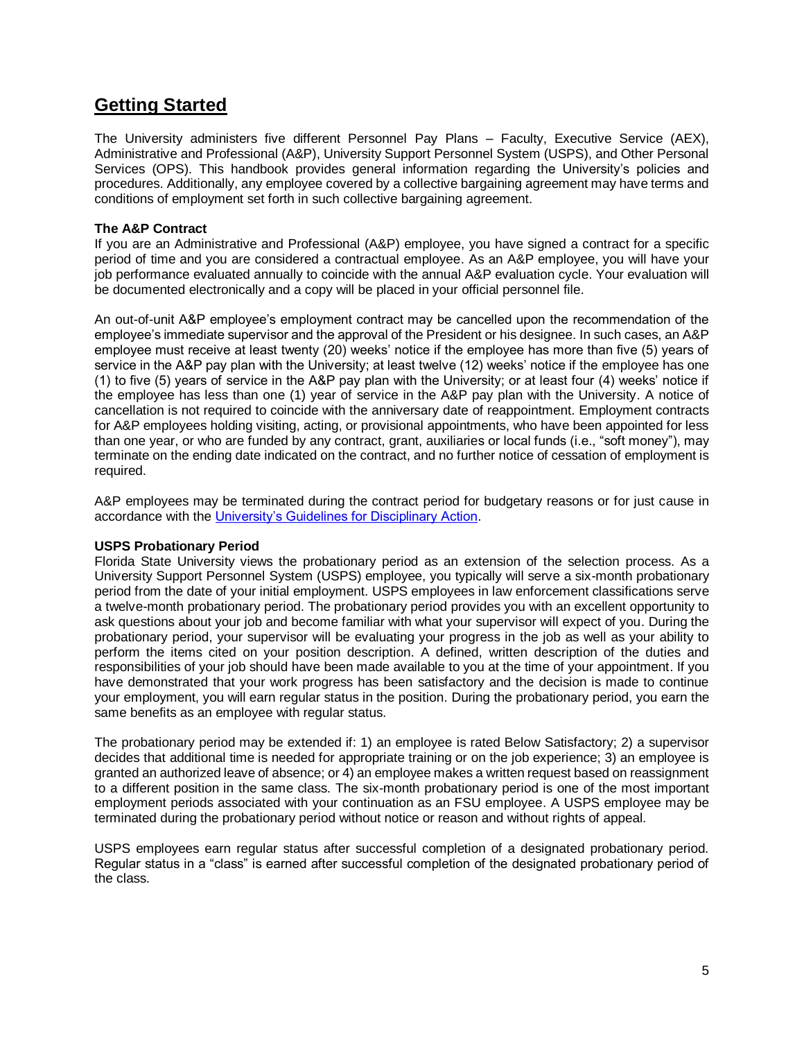## Getting Started

The University administers five different Personnel Pay Plans – Faculty, Executive Service (AEX), Administrative and Professional (A&P), University Support Personnel System (USPS), and Other Personal Services (OPS). This handbook provides general information regarding the University's policies and procedures. Additionally, any employee covered by a collective bargaining agreement may have terms and conditions of employment set forth in such collective bargaining agreement.

**The A&P Contract**

If you are an Administrative and Professional (A&P) employee, you have signed a contract for a specific period of time and you are considered a contractual employee. As an A&P employee, you will have your job performance evaluated annually to coincide with the annual A&P evaluation cycle. Your evaluation will be documented electronically and a copy will be placed in your official personnel file.

An out-of-unit A&P employee's employment contract may be cancelled upon the recommendation of the employee's immediate supervisor and the approval of the President or his designee. In such cases, an A&P employee must receive at least twenty (20) weeks' notice if the employee has more than five (5) years of service in the A&P pay plan with the University; at least twelve (12) weeks' notice if the employee has one (1) to five (5) years of service in the A&P pay plan with the University; or at least four (4) weeks' notice if the employee has less than one (1) year of service in the A&P pay plan with the University. A notice of cancellation is not required to coincide with the anniversary date of reappointment. Employment contracts for A&P employees holding visiting, acting, or provisional appointments, who have been appointed for less than one year, or who are funded by any contract, grant, auxiliaries or local funds (i.e., "soft money"), may terminate on the ending date indicated on the contract, and no further notice of cessation of employment is required.

A&P employees may be terminated during the contract period for budgetary reasons or for just cause in accordance with the University's Guidelines for Disciplinary Action.

**USPS Probationary Period**

Florida State University views the probationary period as an extension of the selection process. As a University Support Personnel System (USPS) employee, you typically will serve a six-month probationary period from the date of your initial employment. USPS employees in law enforcement classifications serve a twelve-month probationary period. The probationary period provides you with an excellent opportunity to ask questions about your job and become familiar with what your supervisor will expect of you. During the probationary period, your supervisor will be evaluating your progress in the job as well as your ability to perform the items cited on your position description. A defined, written description of the duties and responsibilities of your job should have been made available to you at the time of your appointment. If you have demonstrated that your work progress has been satisfactory and the decision is made to continue your employment, you will earn regular status in the position. During the probationary period, you earn the same benefits as an employee with regular status.

The probationary period may be extended if: 1) an employee is rated Below Satisfactory; 2) a supervisor decides that additional time is needed for appropriate training or on the job experience; 3) an employee is granted an authorized leave of absence; or 4) an employee makes a written request based on reassignment to a different position in the same class. The six-month probationary period is one of the most important employment periods associated with your continuation as an FSU employee. A USPS employee may be terminated during the probationary period without notice or reason and without rights of appeal.

USPS employees earn regular status after successful completion of a designated probationary period. Regular status in a "class" is earned after successful completion of the designated probationary period of the class.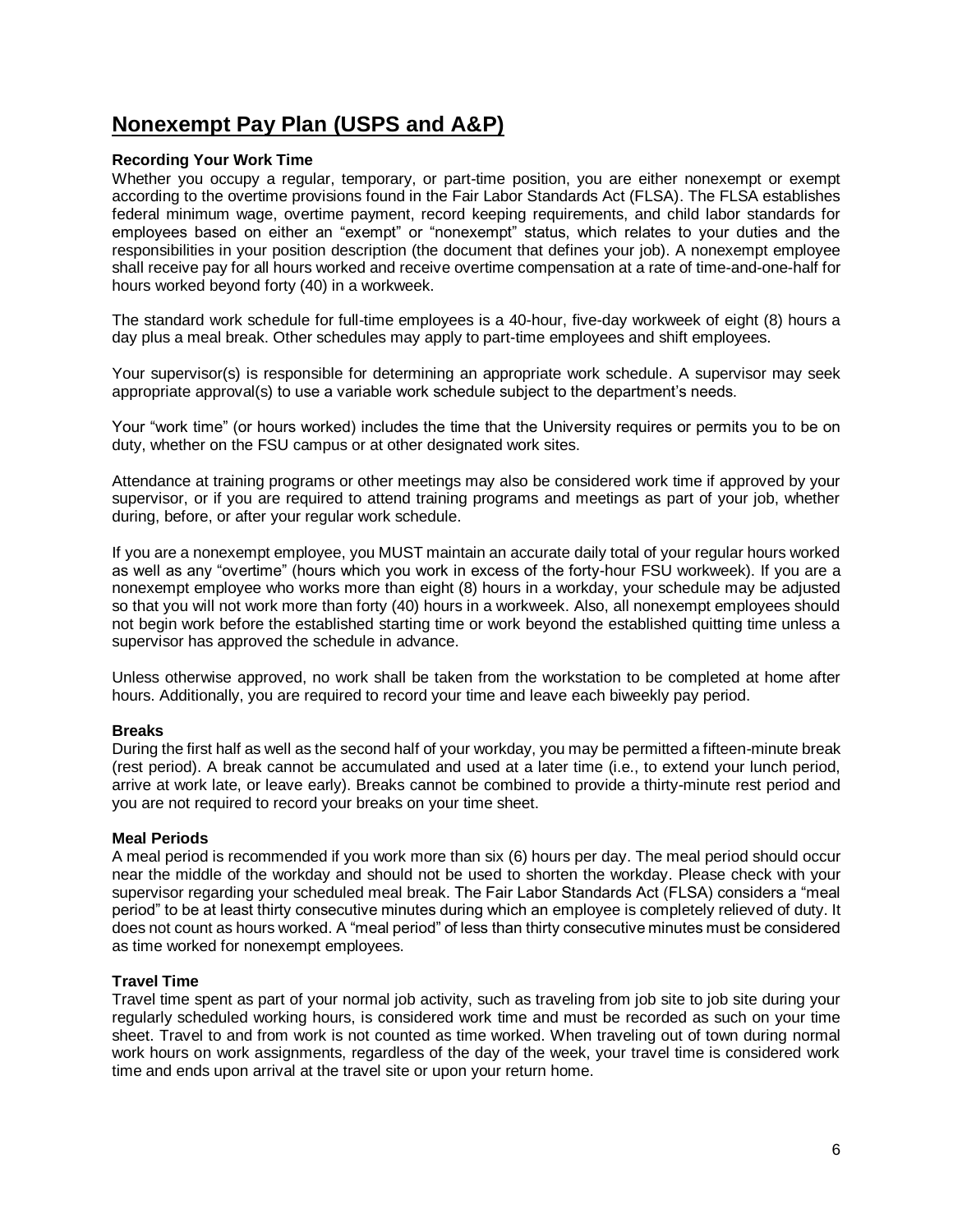## Nonexempt Pay Plan (USPS and A&P)

### Recording Your Work Time

Whether you occupy a regular, temporary, or part-time position, you are either nonexempt or exempt according to the overtime provisions found in the Fair Labor Standards Act (FLSA). The FLSA establishes federal minimum wage, overtime payment, record keeping requirements, and child labor standards for employees based on either an "exempt" or "nonexempt" status, which relates to your duties and the responsibilities in your position description (the document that defines your job). A nonexempt employee shall receive pay for all hours worked and receive overtime compensation at a rate of time-and-one-half for hours worked beyond forty (40) in a workweek.

The standard work schedule for full-time employees is a 40-hour, five-day workweek of eight (8) hours a day plus a meal break. Other schedules may apply to part-time employees and shift employees.

Your supervisor(s) is responsible for determining an appropriate work schedule. A supervisor may seek appropriate approval(s) to use a variable work schedule subject to the department's needs.

Your "work time" (or hours worked) includes the time that the University requires or permits you to be on duty, whether on the FSU campus or at other designated work sites.

Attendance at training programs or other meetings may also be considered work time if approved by your supervisor, or if you are required to attend training programs and meetings as part of your job, whether during, before, or after your regular work schedule.

If you are a nonexempt employee, you MUST maintain an accurate daily total of your regular hours worked as well as any "overtime" (hours which you work in excess of the forty-hour FSU workweek). If you are a nonexempt employee who works more than eight (8) hours in a workday, your schedule may be adjusted so that you will not work more than forty (40) hours in a workweek. Also, all nonexempt employees should not begin work before the established starting time or work beyond the established quitting time unless a supervisor has approved the schedule in advance.

Unless otherwise approved, no work shall be taken from the workstation to be completed at home after hours. Additionally, you are required to record your time and leave each biweekly pay period.

### Breaks

During the first half as well as the second half of your workday, you may be permitted a fifteen-minute break (rest period). A break cannot be accumulated and used at a later time (i.e., to extend your lunch period, arrive at work late, or leave early). Breaks cannot be combined to provide a thirty-minute rest period and you are not required to record your breaks on your time sheet.

### Meal Periods

A meal period is recommended if you work more than six (6) hours per day. The meal period should occur near the middle of the workday and should not be used to shorten the workday. Please check with your supervisor regarding your scheduled meal break. The Fair Labor Standards Act (FLSA) considers a "meal period" to be at least thirty consecutive minutes during which an employee is completely relieved of duty. It does not count as hours worked. A "meal period" of less than thirty consecutive minutes must be considered as time worked for nonexempt employees.

### Travel Time

Travel time spent as part of your normal job activity, such as traveling from job site to job site during your regularly scheduled working hours, is considered work time and must be recorded as such on your time sheet. Travel to and from work is not counted as time worked. When traveling out of town during normal work hours on work assignments, regardless of the day of the week, your travel time is considered work time and ends upon arrival at the travel site or upon your return home.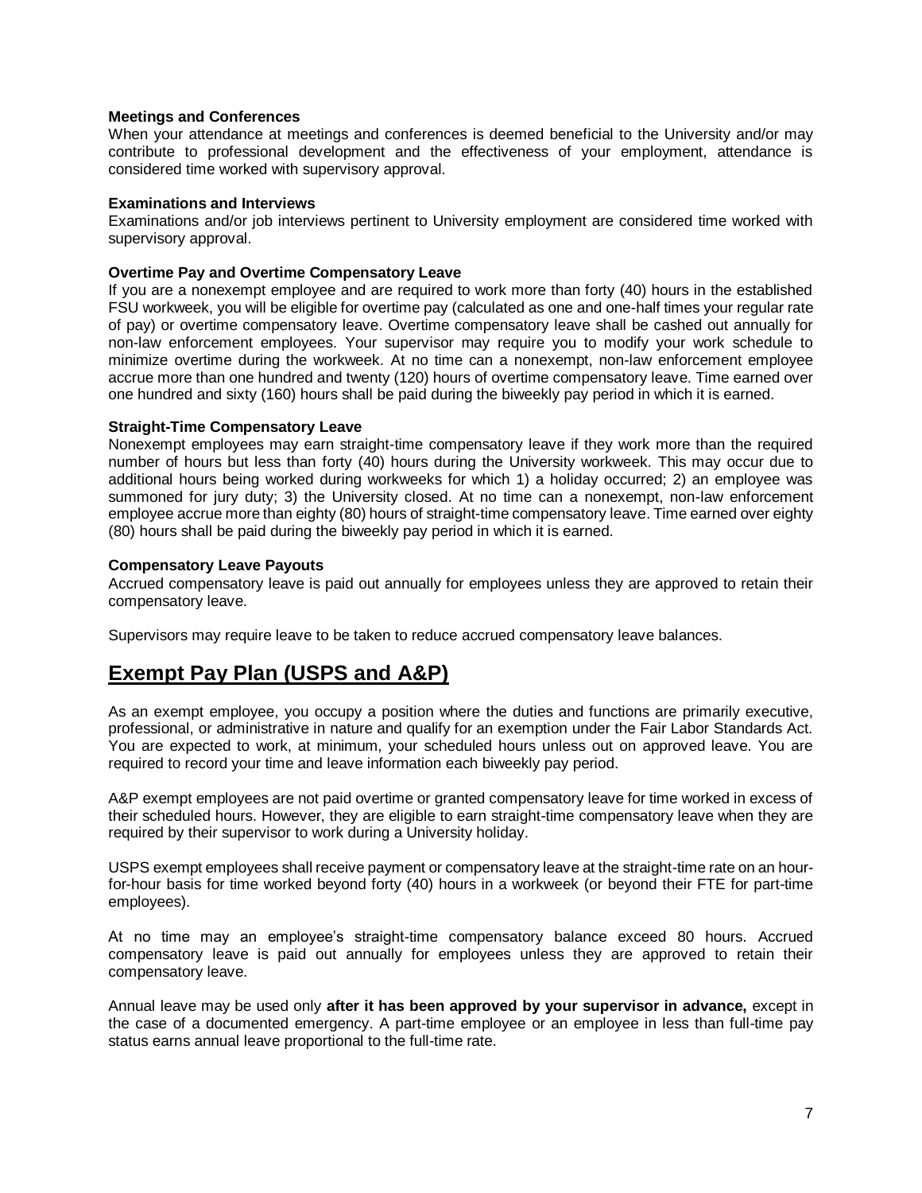**Meetings and Conferences**
When your attendance at meetings and conferences is deemed beneficial to the University and/or may contribute to professional development and the effectiveness of your employment, attendance is considered time worked with supervisory approval.

**Examinations and Interviews**
Examinations and/or job interviews pertinent to University employment are considered time worked with supervisory approval.

**Overtime Pay and Overtime Compensatory Leave**
If you are a nonexempt employee and are required to work more than forty (40) hours in the established FSU workweek, you will be eligible for overtime pay (calculated as one and one-half times your regular rate of pay) or overtime compensatory leave. Overtime compensatory leave shall be cashed out annually for non-law enforcement employees. Your supervisor may require you to modify your work schedule to minimize overtime during the workweek. At no time can a nonexempt, non-law enforcement employee accrue more than one hundred and twenty (120) hours of overtime compensatory leave. Time earned over one hundred and sixty (160) hours shall be paid during the biweekly pay period in which it is earned.

**Straight-Time Compensatory Leave**
Nonexempt employees may earn straight-time compensatory leave if they work more than the required number of hours but less than forty (40) hours during the University workweek. This may occur due to additional hours being worked during workweeks for which 1) a holiday occurred; 2) an employee was summoned for jury duty; 3) the University closed. At no time can a nonexempt, non-law enforcement employee accrue more than eighty (80) hours of straight-time compensatory leave. Time earned over eighty (80) hours shall be paid during the biweekly pay period in which it is earned.

**Compensatory Leave Payouts**
Accrued compensatory leave is paid out annually for employees unless they are approved to retain their compensatory leave.

Supervisors may require leave to be taken to reduce accrued compensatory leave balances.

## Exempt Pay Plan (USPS and A&P)

As an exempt employee, you occupy a position where the duties and functions are primarily executive, professional, or administrative in nature and qualify for an exemption under the Fair Labor Standards Act. You are expected to work, at minimum, your scheduled hours unless out on approved leave. You are required to record your time and leave information each biweekly pay period.

A&P exempt employees are not paid overtime or granted compensatory leave for time worked in excess of their scheduled hours. However, they are eligible to earn straight-time compensatory leave when they are required by their supervisor to work during a University holiday.

USPS exempt employees shall receive payment or compensatory leave at the straight-time rate on an hour-for-hour basis for time worked beyond forty (40) hours in a workweek (or beyond their FTE for part-time employees).

At no time may an employee's straight-time compensatory balance exceed 80 hours. Accrued compensatory leave is paid out annually for employees unless they are approved to retain their compensatory leave.

Annual leave may be used only **after it has been approved by your supervisor in advance,** except in the case of a documented emergency. A part-time employee or an employee in less than full-time pay status earns annual leave proportional to the full-time rate.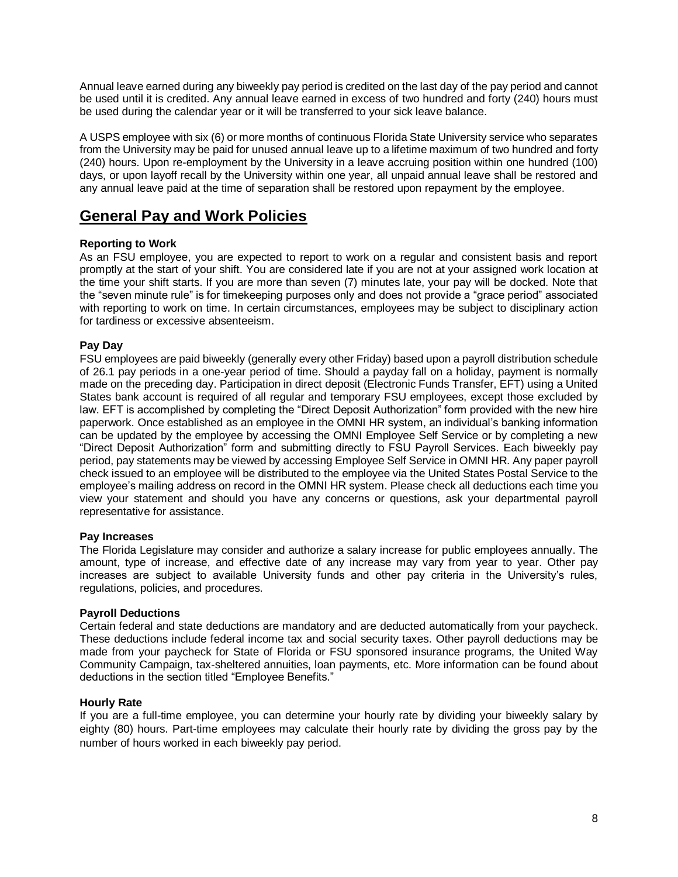Annual leave earned during any biweekly pay period is credited on the last day of the pay period and cannot be used until it is credited. Any annual leave earned in excess of two hundred and forty (240) hours must be used during the calendar year or it will be transferred to your sick leave balance.

A USPS employee with six (6) or more months of continuous Florida State University service who separates from the University may be paid for unused annual leave up to a lifetime maximum of two hundred and forty (240) hours. Upon re-employment by the University in a leave accruing position within one hundred (100) days, or upon layoff recall by the University within one year, all unpaid annual leave shall be restored and any annual leave paid at the time of separation shall be restored upon repayment by the employee.

## General Pay and Work Policies

**Reporting to Work**

As an FSU employee, you are expected to report to work on a regular and consistent basis and report promptly at the start of your shift. You are considered late if you are not at your assigned work location at the time your shift starts. If you are more than seven (7) minutes late, your pay will be docked. Note that the "seven minute rule" is for timekeeping purposes only and does not provide a "grace period" associated with reporting to work on time. In certain circumstances, employees may be subject to disciplinary action for tardiness or excessive absenteeism.

**Pay Day**

FSU employees are paid biweekly (generally every other Friday) based upon a payroll distribution schedule of 26.1 pay periods in a one-year period of time. Should a payday fall on a holiday, payment is normally made on the preceding day. Participation in direct deposit (Electronic Funds Transfer, EFT) using a United States bank account is required of all regular and temporary FSU employees, except those excluded by law. EFT is accomplished by completing the "Direct Deposit Authorization" form provided with the new hire paperwork. Once established as an employee in the OMNI HR system, an individual's banking information can be updated by the employee by accessing the OMNI Employee Self Service or by completing a new "Direct Deposit Authorization" form and submitting directly to FSU Payroll Services. Each biweekly pay period, pay statements may be viewed by accessing Employee Self Service in OMNI HR. Any paper payroll check issued to an employee will be distributed to the employee via the United States Postal Service to the employee's mailing address on record in the OMNI HR system. Please check all deductions each time you view your statement and should you have any concerns or questions, ask your departmental payroll representative for assistance.

**Pay Increases**

The Florida Legislature may consider and authorize a salary increase for public employees annually. The amount, type of increase, and effective date of any increase may vary from year to year. Other pay increases are subject to available University funds and other pay criteria in the University's rules, regulations, policies, and procedures.

**Payroll Deductions**

Certain federal and state deductions are mandatory and are deducted automatically from your paycheck. These deductions include federal income tax and social security taxes. Other payroll deductions may be made from your paycheck for State of Florida or FSU sponsored insurance programs, the United Way Community Campaign, tax-sheltered annuities, loan payments, etc. More information can be found about deductions in the section titled "Employee Benefits."

**Hourly Rate**

If you are a full-time employee, you can determine your hourly rate by dividing your biweekly salary by eighty (80) hours. Part-time employees may calculate their hourly rate by dividing the gross pay by the number of hours worked in each biweekly pay period.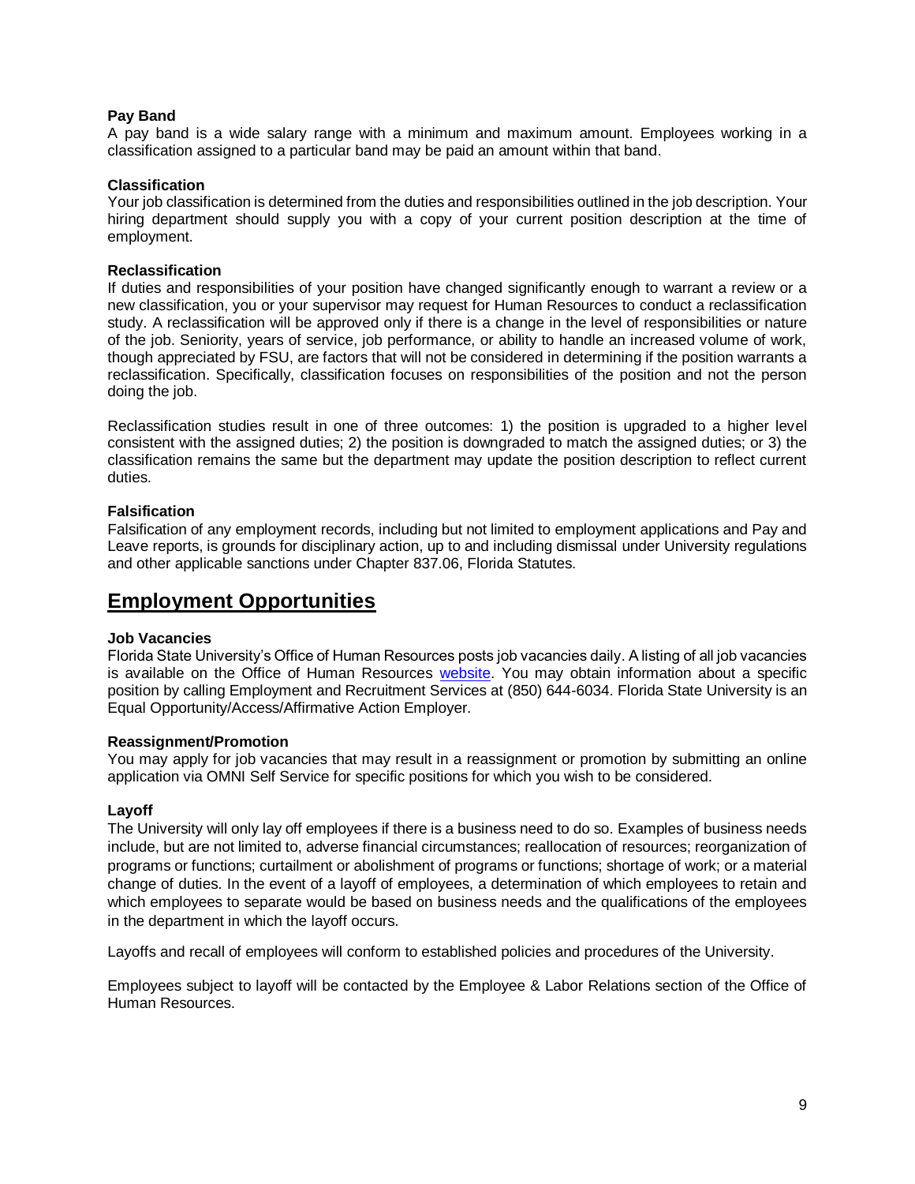**Pay Band**

A pay band is a wide salary range with a minimum and maximum amount. Employees working in a classification assigned to a particular band may be paid an amount within that band.

**Classification**

Your job classification is determined from the duties and responsibilities outlined in the job description. Your hiring department should supply you with a copy of your current position description at the time of employment.

**Reclassification**

If duties and responsibilities of your position have changed significantly enough to warrant a review or a new classification, you or your supervisor may request for Human Resources to conduct a reclassification study. A reclassification will be approved only if there is a change in the level of responsibilities or nature of the job. Seniority, years of service, job performance, or ability to handle an increased volume of work, though appreciated by FSU, are factors that will not be considered in determining if the position warrants a reclassification. Specifically, classification focuses on responsibilities of the position and not the person doing the job.

Reclassification studies result in one of three outcomes: 1) the position is upgraded to a higher level consistent with the assigned duties; 2) the position is downgraded to match the assigned duties; or 3) the classification remains the same but the department may update the position description to reflect current duties.

**Falsification**

Falsification of any employment records, including but not limited to employment applications and Pay and Leave reports, is grounds for disciplinary action, up to and including dismissal under University regulations and other applicable sanctions under Chapter 837.06, Florida Statutes.

## Employment Opportunities

**Job Vacancies**

Florida State University's Office of Human Resources posts job vacancies daily. A listing of all job vacancies is available on the Office of Human Resources website. You may obtain information about a specific position by calling Employment and Recruitment Services at (850) 644-6034. Florida State University is an Equal Opportunity/Access/Affirmative Action Employer.

**Reassignment/Promotion**

You may apply for job vacancies that may result in a reassignment or promotion by submitting an online application via OMNI Self Service for specific positions for which you wish to be considered.

**Layoff**

The University will only lay off employees if there is a business need to do so. Examples of business needs include, but are not limited to, adverse financial circumstances; reallocation of resources; reorganization of programs or functions; curtailment or abolishment of programs or functions; shortage of work; or a material change of duties. In the event of a layoff of employees, a determination of which employees to retain and which employees to separate would be based on business needs and the qualifications of the employees in the department in which the layoff occurs.

Layoffs and recall of employees will conform to established policies and procedures of the University.

Employees subject to layoff will be contacted by the Employee & Labor Relations section of the Office of Human Resources.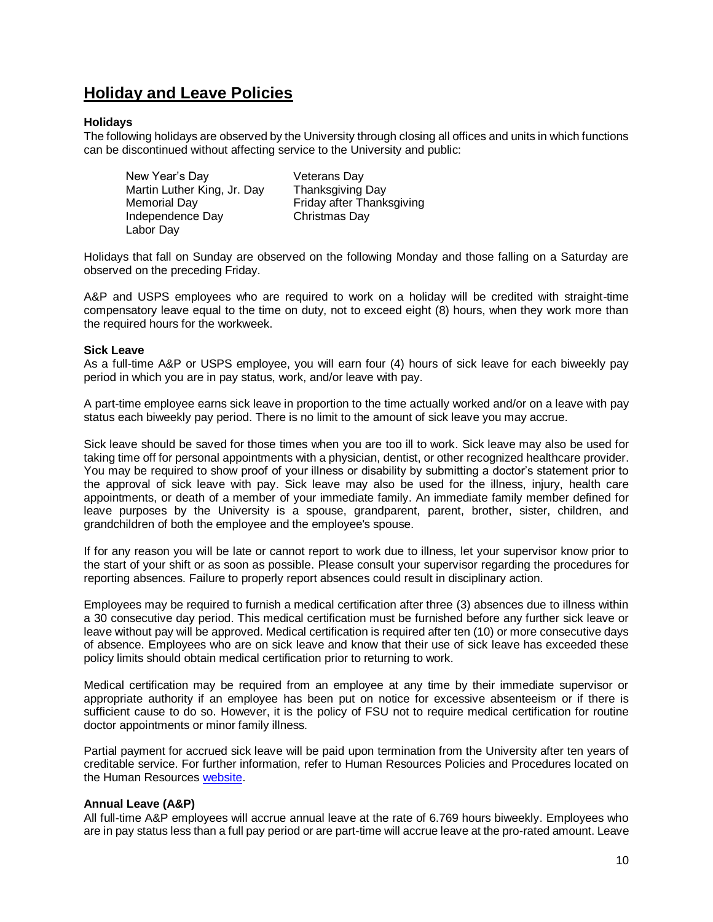## Holiday and Leave Policies

**Holidays**
The following holidays are observed by the University through closing all offices and units in which functions can be discontinued without affecting service to the University and public:

- New Year's Day
- Martin Luther King, Jr. Day
- Memorial Day
- Independence Day
- Labor Day
- Veterans Day
- Thanksgiving Day
- Friday after Thanksgiving
- Christmas Day

Holidays that fall on Sunday are observed on the following Monday and those falling on a Saturday are observed on the preceding Friday.

A&P and USPS employees who are required to work on a holiday will be credited with straight-time compensatory leave equal to the time on duty, not to exceed eight (8) hours, when they work more than the required hours for the workweek.

**Sick Leave**
As a full-time A&P or USPS employee, you will earn four (4) hours of sick leave for each biweekly pay period in which you are in pay status, work, and/or leave with pay.

A part-time employee earns sick leave in proportion to the time actually worked and/or on a leave with pay status each biweekly pay period. There is no limit to the amount of sick leave you may accrue.

Sick leave should be saved for those times when you are too ill to work. Sick leave may also be used for taking time off for personal appointments with a physician, dentist, or other recognized healthcare provider. You may be required to show proof of your illness or disability by submitting a doctor's statement prior to the approval of sick leave with pay. Sick leave may also be used for the illness, injury, health care appointments, or death of a member of your immediate family. An immediate family member defined for leave purposes by the University is a spouse, grandparent, parent, brother, sister, children, and grandchildren of both the employee and the employee's spouse.

If for any reason you will be late or cannot report to work due to illness, let your supervisor know prior to the start of your shift or as soon as possible. Please consult your supervisor regarding the procedures for reporting absences. Failure to properly report absences could result in disciplinary action.

Employees may be required to furnish a medical certification after three (3) absences due to illness within a 30 consecutive day period. This medical certification must be furnished before any further sick leave or leave without pay will be approved. Medical certification is required after ten (10) or more consecutive days of absence. Employees who are on sick leave and know that their use of sick leave has exceeded these policy limits should obtain medical certification prior to returning to work.

Medical certification may be required from an employee at any time by their immediate supervisor or appropriate authority if an employee has been put on notice for excessive absenteeism or if there is sufficient cause to do so. However, it is the policy of FSU not to require medical certification for routine doctor appointments or minor family illness.

Partial payment for accrued sick leave will be paid upon termination from the University after ten years of creditable service. For further information, refer to Human Resources Policies and Procedures located on the Human Resources website.

**Annual Leave (A&P)**
All full-time A&P employees will accrue annual leave at the rate of 6.769 hours biweekly. Employees who are in pay status less than a full pay period or are part-time will accrue leave at the pro-rated amount. Leave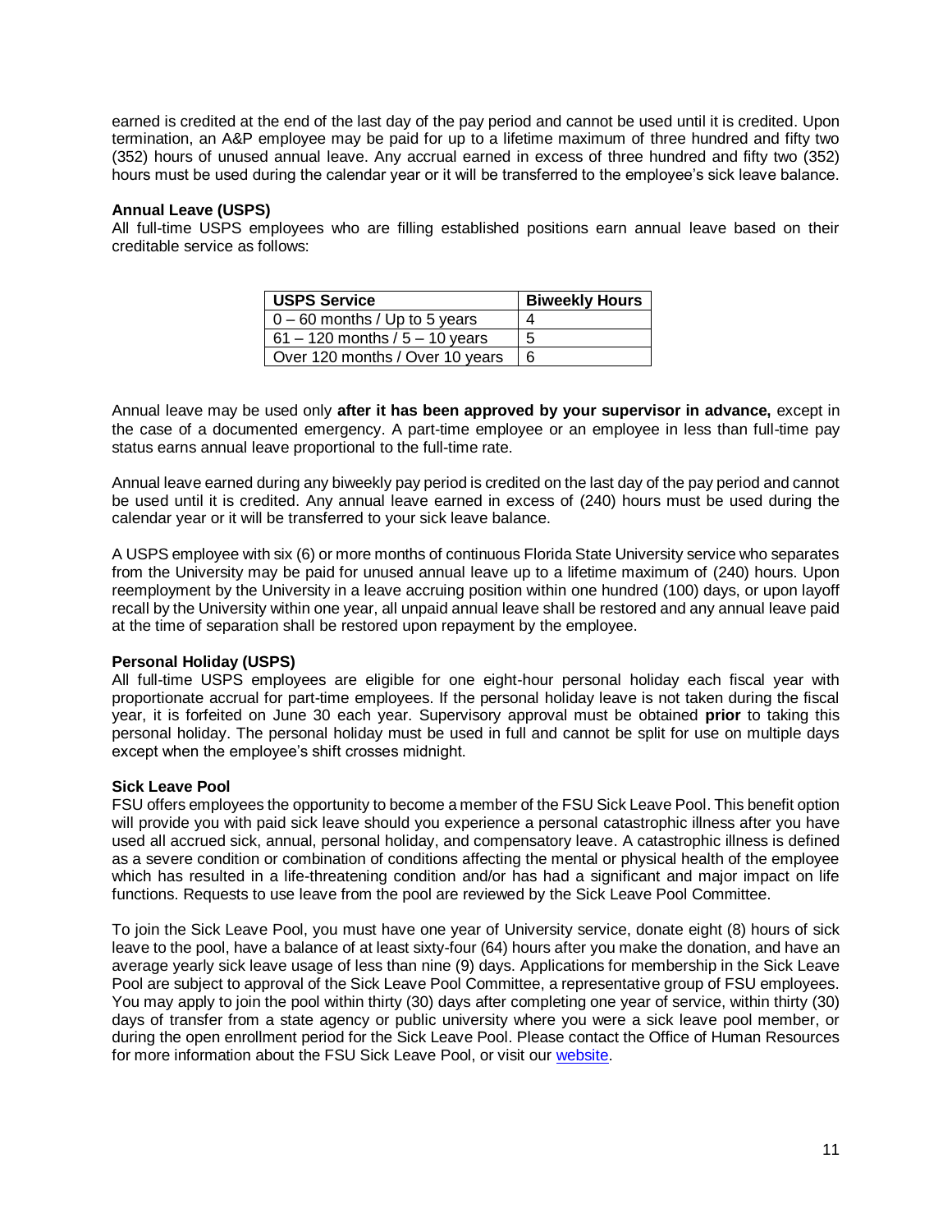earned is credited at the end of the last day of the pay period and cannot be used until it is credited. Upon termination, an A&P employee may be paid for up to a lifetime maximum of three hundred and fifty two (352) hours of unused annual leave. Any accrual earned in excess of three hundred and fifty two (352) hours must be used during the calendar year or it will be transferred to the employee's sick leave balance.

**Annual Leave (USPS)**
All full-time USPS employees who are filling established positions earn annual leave based on their creditable service as follows:

| USPS Service | Biweekly Hours |
| --- | --- |
| 0 – 60 months / Up to 5 years | 4 |
| 61 – 120 months / 5 – 10 years | 5 |
| Over 120 months / Over 10 years | 6 |

Annual leave may be used only **after it has been approved by your supervisor in advance,** except in the case of a documented emergency. A part-time employee or an employee in less than full-time pay status earns annual leave proportional to the full-time rate.

Annual leave earned during any biweekly pay period is credited on the last day of the pay period and cannot be used until it is credited. Any annual leave earned in excess of (240) hours must be used during the calendar year or it will be transferred to your sick leave balance.

A USPS employee with six (6) or more months of continuous Florida State University service who separates from the University may be paid for unused annual leave up to a lifetime maximum of (240) hours. Upon reemployment by the University in a leave accruing position within one hundred (100) days, or upon layoff recall by the University within one year, all unpaid annual leave shall be restored and any annual leave paid at the time of separation shall be restored upon repayment by the employee.

**Personal Holiday (USPS)**
All full-time USPS employees are eligible for one eight-hour personal holiday each fiscal year with proportionate accrual for part-time employees. If the personal holiday leave is not taken during the fiscal year, it is forfeited on June 30 each year. Supervisory approval must be obtained **prior** to taking this personal holiday. The personal holiday must be used in full and cannot be split for use on multiple days except when the employee's shift crosses midnight.

**Sick Leave Pool**
FSU offers employees the opportunity to become a member of the FSU Sick Leave Pool. This benefit option will provide you with paid sick leave should you experience a personal catastrophic illness after you have used all accrued sick, annual, personal holiday, and compensatory leave. A catastrophic illness is defined as a severe condition or combination of conditions affecting the mental or physical health of the employee which has resulted in a life-threatening condition and/or has had a significant and major impact on life functions. Requests to use leave from the pool are reviewed by the Sick Leave Pool Committee.

To join the Sick Leave Pool, you must have one year of University service, donate eight (8) hours of sick leave to the pool, have a balance of at least sixty-four (64) hours after you make the donation, and have an average yearly sick leave usage of less than nine (9) days. Applications for membership in the Sick Leave Pool are subject to approval of the Sick Leave Pool Committee, a representative group of FSU employees. You may apply to join the pool within thirty (30) days after completing one year of service, within thirty (30) days of transfer from a state agency or public university where you were a sick leave pool member, or during the open enrollment period for the Sick Leave Pool. Please contact the Office of Human Resources for more information about the FSU Sick Leave Pool, or visit our website.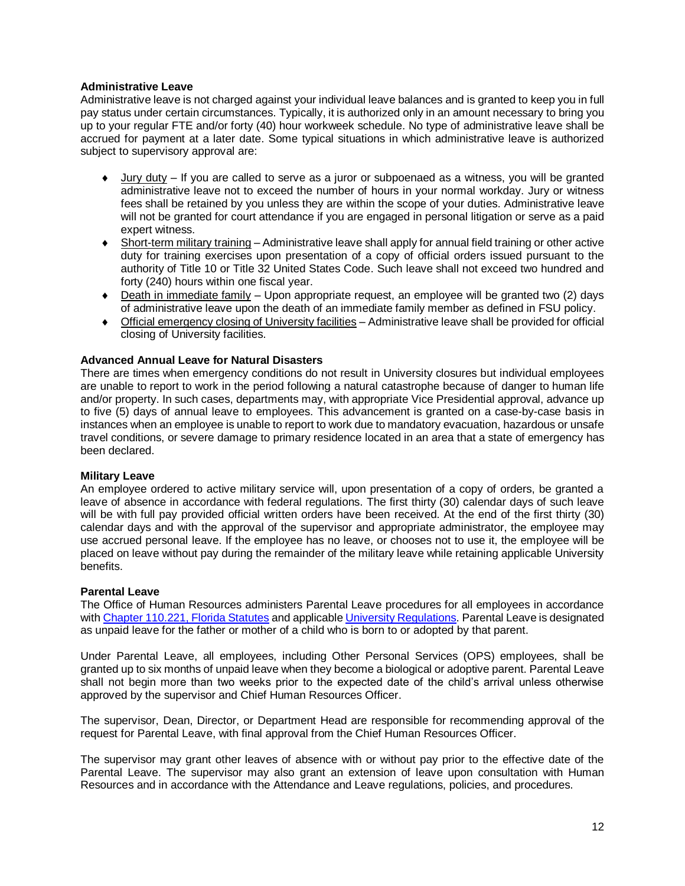**Administrative Leave**

Administrative leave is not charged against your individual leave balances and is granted to keep you in full pay status under certain circumstances. Typically, it is authorized only in an amount necessary to bring you up to your regular FTE and/or forty (40) hour workweek schedule. No type of administrative leave shall be accrued for payment at a later date. Some typical situations in which administrative leave is authorized subject to supervisory approval are:

- Jury duty – If you are called to serve as a juror or subpoenaed as a witness, you will be granted administrative leave not to exceed the number of hours in your normal workday. Jury or witness fees shall be retained by you unless they are within the scope of your duties. Administrative leave will not be granted for court attendance if you are engaged in personal litigation or serve as a paid expert witness.
- Short-term military training – Administrative leave shall apply for annual field training or other active duty for training exercises upon presentation of a copy of official orders issued pursuant to the authority of Title 10 or Title 32 United States Code. Such leave shall not exceed two hundred and forty (240) hours within one fiscal year.
- Death in immediate family – Upon appropriate request, an employee will be granted two (2) days of administrative leave upon the death of an immediate family member as defined in FSU policy.
- Official emergency closing of University facilities – Administrative leave shall be provided for official closing of University facilities.

**Advanced Annual Leave for Natural Disasters**

There are times when emergency conditions do not result in University closures but individual employees are unable to report to work in the period following a natural catastrophe because of danger to human life and/or property. In such cases, departments may, with appropriate Vice Presidential approval, advance up to five (5) days of annual leave to employees. This advancement is granted on a case-by-case basis in instances when an employee is unable to report to work due to mandatory evacuation, hazardous or unsafe travel conditions, or severe damage to primary residence located in an area that a state of emergency has been declared.

**Military Leave**

An employee ordered to active military service will, upon presentation of a copy of orders, be granted a leave of absence in accordance with federal regulations. The first thirty (30) calendar days of such leave will be with full pay provided official written orders have been received. At the end of the first thirty (30) calendar days and with the approval of the supervisor and appropriate administrator, the employee may use accrued personal leave. If the employee has no leave, or chooses not to use it, the employee will be placed on leave without pay during the remainder of the military leave while retaining applicable University benefits.

**Parental Leave**

The Office of Human Resources administers Parental Leave procedures for all employees in accordance with Chapter 110.221, Florida Statutes and applicable University Regulations. Parental Leave is designated as unpaid leave for the father or mother of a child who is born to or adopted by that parent.

Under Parental Leave, all employees, including Other Personal Services (OPS) employees, shall be granted up to six months of unpaid leave when they become a biological or adoptive parent. Parental Leave shall not begin more than two weeks prior to the expected date of the child's arrival unless otherwise approved by the supervisor and Chief Human Resources Officer.

The supervisor, Dean, Director, or Department Head are responsible for recommending approval of the request for Parental Leave, with final approval from the Chief Human Resources Officer.

The supervisor may grant other leaves of absence with or without pay prior to the effective date of the Parental Leave. The supervisor may also grant an extension of leave upon consultation with Human Resources and in accordance with the Attendance and Leave regulations, policies, and procedures.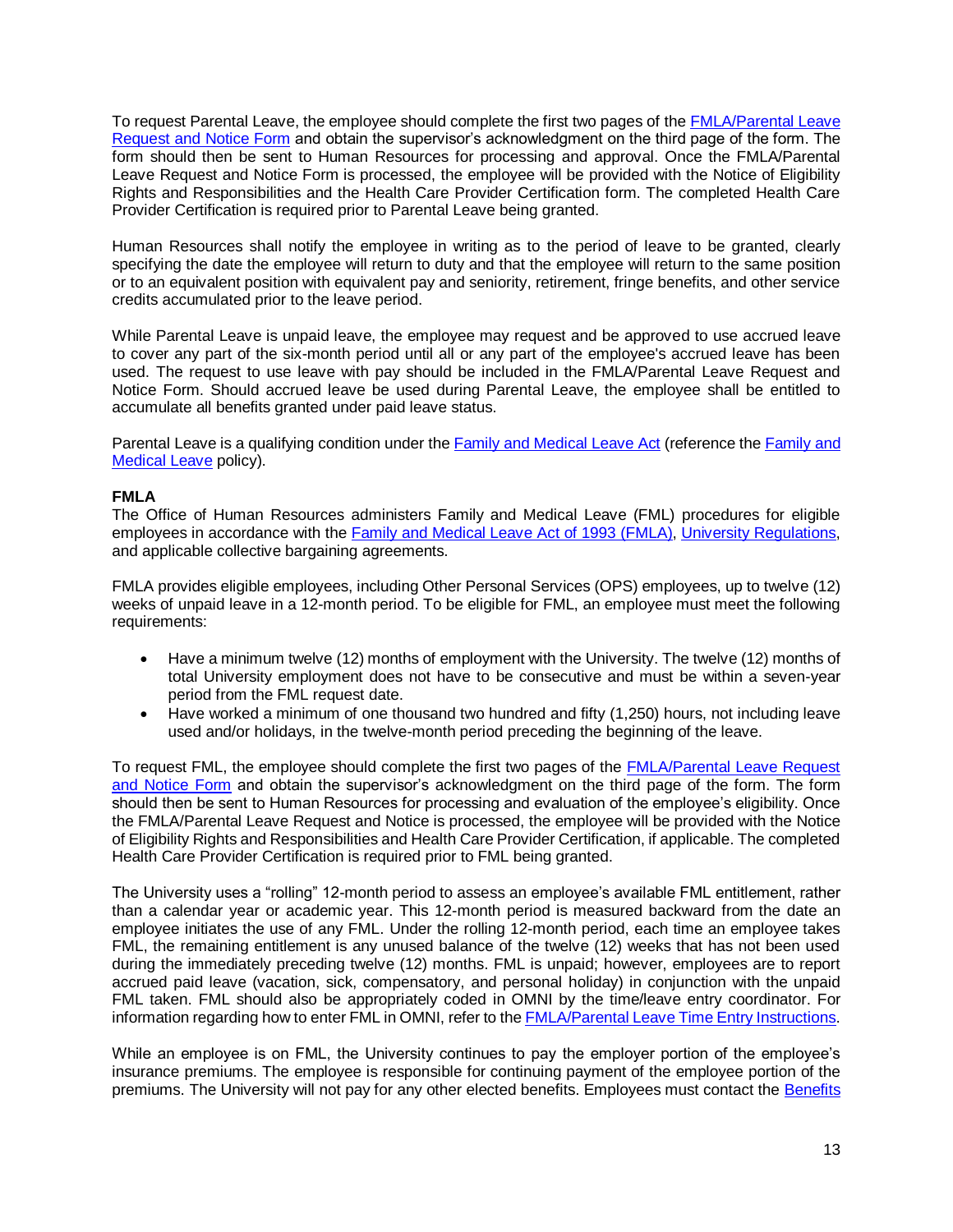To request Parental Leave, the employee should complete the first two pages of the FMLA/Parental Leave Request and Notice Form and obtain the supervisor's acknowledgment on the third page of the form. The form should then be sent to Human Resources for processing and approval. Once the FMLA/Parental Leave Request and Notice Form is processed, the employee will be provided with the Notice of Eligibility Rights and Responsibilities and the Health Care Provider Certification form. The completed Health Care Provider Certification is required prior to Parental Leave being granted.

Human Resources shall notify the employee in writing as to the period of leave to be granted, clearly specifying the date the employee will return to duty and that the employee will return to the same position or to an equivalent position with equivalent pay and seniority, retirement, fringe benefits, and other service credits accumulated prior to the leave period.

While Parental Leave is unpaid leave, the employee may request and be approved to use accrued leave to cover any part of the six-month period until all or any part of the employee's accrued leave has been used. The request to use leave with pay should be included in the FMLA/Parental Leave Request and Notice Form. Should accrued leave be used during Parental Leave, the employee shall be entitled to accumulate all benefits granted under paid leave status.

Parental Leave is a qualifying condition under the Family and Medical Leave Act (reference the Family and Medical Leave policy).

**FMLA**

The Office of Human Resources administers Family and Medical Leave (FML) procedures for eligible employees in accordance with the Family and Medical Leave Act of 1993 (FMLA), University Regulations, and applicable collective bargaining agreements.

FMLA provides eligible employees, including Other Personal Services (OPS) employees, up to twelve (12) weeks of unpaid leave in a 12-month period. To be eligible for FML, an employee must meet the following requirements:

- Have a minimum twelve (12) months of employment with the University. The twelve (12) months of total University employment does not have to be consecutive and must be within a seven-year period from the FML request date.
- Have worked a minimum of one thousand two hundred and fifty (1,250) hours, not including leave used and/or holidays, in the twelve-month period preceding the beginning of the leave.

To request FML, the employee should complete the first two pages of the FMLA/Parental Leave Request and Notice Form and obtain the supervisor's acknowledgment on the third page of the form. The form should then be sent to Human Resources for processing and evaluation of the employee's eligibility. Once the FMLA/Parental Leave Request and Notice is processed, the employee will be provided with the Notice of Eligibility Rights and Responsibilities and Health Care Provider Certification, if applicable. The completed Health Care Provider Certification is required prior to FML being granted.

The University uses a "rolling" 12-month period to assess an employee's available FML entitlement, rather than a calendar year or academic year. This 12-month period is measured backward from the date an employee initiates the use of any FML. Under the rolling 12-month period, each time an employee takes FML, the remaining entitlement is any unused balance of the twelve (12) weeks that has not been used during the immediately preceding twelve (12) months. FML is unpaid; however, employees are to report accrued paid leave (vacation, sick, compensatory, and personal holiday) in conjunction with the unpaid FML taken. FML should also be appropriately coded in OMNI by the time/leave entry coordinator. For information regarding how to enter FML in OMNI, refer to the FMLA/Parental Leave Time Entry Instructions.

While an employee is on FML, the University continues to pay the employer portion of the employee's insurance premiums. The employee is responsible for continuing payment of the employee portion of the premiums. The University will not pay for any other elected benefits. Employees must contact the Benefits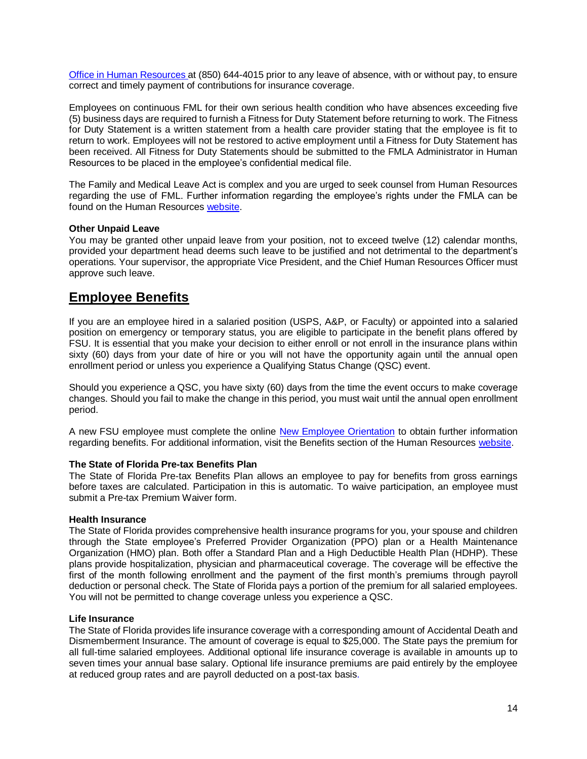Office in Human Resources at (850) 644-4015 prior to any leave of absence, with or without pay, to ensure correct and timely payment of contributions for insurance coverage.

Employees on continuous FML for their own serious health condition who have absences exceeding five (5) business days are required to furnish a Fitness for Duty Statement before returning to work. The Fitness for Duty Statement is a written statement from a health care provider stating that the employee is fit to return to work. Employees will not be restored to active employment until a Fitness for Duty Statement has been received. All Fitness for Duty Statements should be submitted to the FMLA Administrator in Human Resources to be placed in the employee's confidential medical file.

The Family and Medical Leave Act is complex and you are urged to seek counsel from Human Resources regarding the use of FML. Further information regarding the employee's rights under the FMLA can be found on the Human Resources website.

**Other Unpaid Leave**

You may be granted other unpaid leave from your position, not to exceed twelve (12) calendar months, provided your department head deems such leave to be justified and not detrimental to the department's operations. Your supervisor, the appropriate Vice President, and the Chief Human Resources Officer must approve such leave.

## Employee Benefits

If you are an employee hired in a salaried position (USPS, A&P, or Faculty) or appointed into a salaried position on emergency or temporary status, you are eligible to participate in the benefit plans offered by FSU. It is essential that you make your decision to either enroll or not enroll in the insurance plans within sixty (60) days from your date of hire or you will not have the opportunity again until the annual open enrollment period or unless you experience a Qualifying Status Change (QSC) event.

Should you experience a QSC, you have sixty (60) days from the time the event occurs to make coverage changes. Should you fail to make the change in this period, you must wait until the annual open enrollment period.

A new FSU employee must complete the online New Employee Orientation to obtain further information regarding benefits. For additional information, visit the Benefits section of the Human Resources website.

**The State of Florida Pre-tax Benefits Plan**

The State of Florida Pre-tax Benefits Plan allows an employee to pay for benefits from gross earnings before taxes are calculated. Participation in this is automatic. To waive participation, an employee must submit a Pre-tax Premium Waiver form.

**Health Insurance**

The State of Florida provides comprehensive health insurance programs for you, your spouse and children through the State employee's Preferred Provider Organization (PPO) plan or a Health Maintenance Organization (HMO) plan. Both offer a Standard Plan and a High Deductible Health Plan (HDHP). These plans provide hospitalization, physician and pharmaceutical coverage. The coverage will be effective the first of the month following enrollment and the payment of the first month's premiums through payroll deduction or personal check. The State of Florida pays a portion of the premium for all salaried employees. You will not be permitted to change coverage unless you experience a QSC.

**Life Insurance**

The State of Florida provides life insurance coverage with a corresponding amount of Accidental Death and Dismemberment Insurance. The amount of coverage is equal to $25,000. The State pays the premium for all full-time salaried employees. Additional optional life insurance coverage is available in amounts up to seven times your annual base salary. Optional life insurance premiums are paid entirely by the employee at reduced group rates and are payroll deducted on a post-tax basis.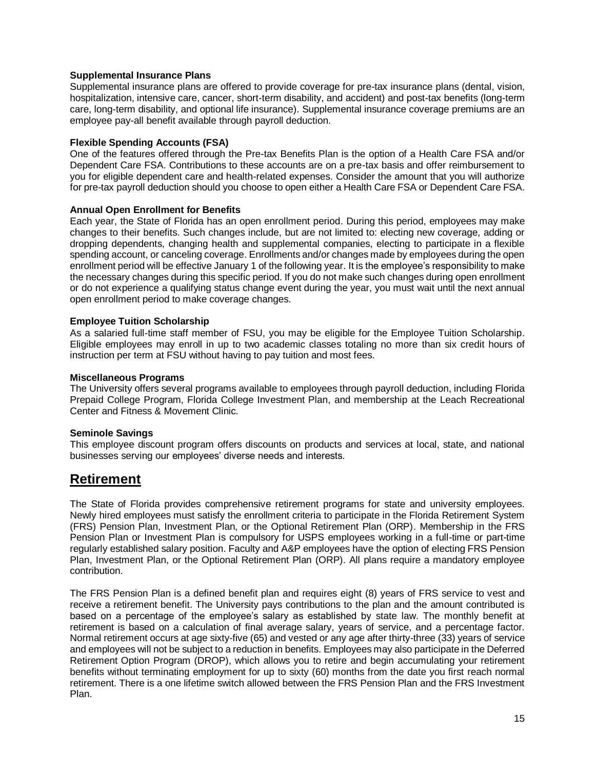**Supplemental Insurance Plans**

Supplemental insurance plans are offered to provide coverage for pre-tax insurance plans (dental, vision, hospitalization, intensive care, cancer, short-term disability, and accident) and post-tax benefits (long-term care, long-term disability, and optional life insurance). Supplemental insurance coverage premiums are an employee pay-all benefit available through payroll deduction.

**Flexible Spending Accounts (FSA)**

One of the features offered through the Pre-tax Benefits Plan is the option of a Health Care FSA and/or Dependent Care FSA. Contributions to these accounts are on a pre-tax basis and offer reimbursement to you for eligible dependent care and health-related expenses. Consider the amount that you will authorize for pre-tax payroll deduction should you choose to open either a Health Care FSA or Dependent Care FSA.

**Annual Open Enrollment for Benefits**

Each year, the State of Florida has an open enrollment period. During this period, employees may make changes to their benefits. Such changes include, but are not limited to: electing new coverage, adding or dropping dependents, changing health and supplemental companies, electing to participate in a flexible spending account, or canceling coverage. Enrollments and/or changes made by employees during the open enrollment period will be effective January 1 of the following year. It is the employee's responsibility to make the necessary changes during this specific period. If you do not make such changes during open enrollment or do not experience a qualifying status change event during the year, you must wait until the next annual open enrollment period to make coverage changes.

**Employee Tuition Scholarship**

As a salaried full-time staff member of FSU, you may be eligible for the Employee Tuition Scholarship. Eligible employees may enroll in up to two academic classes totaling no more than six credit hours of instruction per term at FSU without having to pay tuition and most fees.

**Miscellaneous Programs**

The University offers several programs available to employees through payroll deduction, including Florida Prepaid College Program, Florida College Investment Plan, and membership at the Leach Recreational Center and Fitness & Movement Clinic.

**Seminole Savings**

This employee discount program offers discounts on products and services at local, state, and national businesses serving our employees' diverse needs and interests.

## Retirement

The State of Florida provides comprehensive retirement programs for state and university employees. Newly hired employees must satisfy the enrollment criteria to participate in the Florida Retirement System (FRS) Pension Plan, Investment Plan, or the Optional Retirement Plan (ORP). Membership in the FRS Pension Plan or Investment Plan is compulsory for USPS employees working in a full-time or part-time regularly established salary position. Faculty and A&P employees have the option of electing FRS Pension Plan, Investment Plan, or the Optional Retirement Plan (ORP). All plans require a mandatory employee contribution.

The FRS Pension Plan is a defined benefit plan and requires eight (8) years of FRS service to vest and receive a retirement benefit. The University pays contributions to the plan and the amount contributed is based on a percentage of the employee's salary as established by state law. The monthly benefit at retirement is based on a calculation of final average salary, years of service, and a percentage factor. Normal retirement occurs at age sixty-five (65) and vested or any age after thirty-three (33) years of service and employees will not be subject to a reduction in benefits. Employees may also participate in the Deferred Retirement Option Program (DROP), which allows you to retire and begin accumulating your retirement benefits without terminating employment for up to sixty (60) months from the date you first reach normal retirement. There is a one lifetime switch allowed between the FRS Pension Plan and the FRS Investment Plan.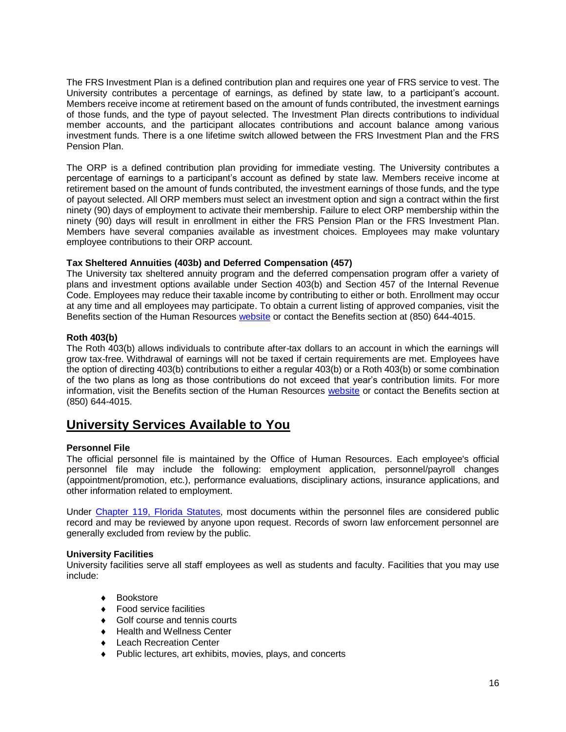The FRS Investment Plan is a defined contribution plan and requires one year of FRS service to vest. The University contributes a percentage of earnings, as defined by state law, to a participant's account. Members receive income at retirement based on the amount of funds contributed, the investment earnings of those funds, and the type of payout selected. The Investment Plan directs contributions to individual member accounts, and the participant allocates contributions and account balance among various investment funds. There is a one lifetime switch allowed between the FRS Investment Plan and the FRS Pension Plan.

The ORP is a defined contribution plan providing for immediate vesting. The University contributes a percentage of earnings to a participant's account as defined by state law. Members receive income at retirement based on the amount of funds contributed, the investment earnings of those funds, and the type of payout selected. All ORP members must select an investment option and sign a contract within the first ninety (90) days of employment to activate their membership. Failure to elect ORP membership within the ninety (90) days will result in enrollment in either the FRS Pension Plan or the FRS Investment Plan. Members have several companies available as investment choices. Employees may make voluntary employee contributions to their ORP account.

**Tax Sheltered Annuities (403b) and Deferred Compensation (457)**

The University tax sheltered annuity program and the deferred compensation program offer a variety of plans and investment options available under Section 403(b) and Section 457 of the Internal Revenue Code. Employees may reduce their taxable income by contributing to either or both. Enrollment may occur at any time and all employees may participate. To obtain a current listing of approved companies, visit the Benefits section of the Human Resources website or contact the Benefits section at (850) 644-4015.

**Roth 403(b)**

The Roth 403(b) allows individuals to contribute after-tax dollars to an account in which the earnings will grow tax-free. Withdrawal of earnings will not be taxed if certain requirements are met. Employees have the option of directing 403(b) contributions to either a regular 403(b) or a Roth 403(b) or some combination of the two plans as long as those contributions do not exceed that year's contribution limits. For more information, visit the Benefits section of the Human Resources website or contact the Benefits section at (850) 644-4015.

## University Services Available to You

**Personnel File**

The official personnel file is maintained by the Office of Human Resources. Each employee's official personnel file may include the following: employment application, personnel/payroll changes (appointment/promotion, etc.), performance evaluations, disciplinary actions, insurance applications, and other information related to employment.

Under Chapter 119, Florida Statutes, most documents within the personnel files are considered public record and may be reviewed by anyone upon request. Records of sworn law enforcement personnel are generally excluded from review by the public.

**University Facilities**

University facilities serve all staff employees as well as students and faculty. Facilities that you may use include:

- Bookstore
- Food service facilities
- Golf course and tennis courts
- Health and Wellness Center
- Leach Recreation Center
- Public lectures, art exhibits, movies, plays, and concerts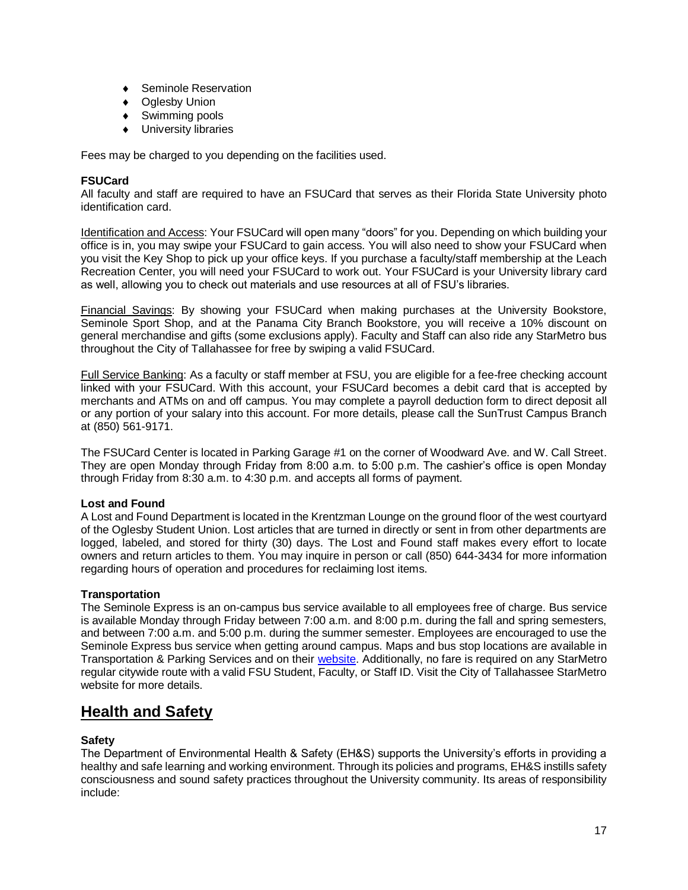- Seminole Reservation
- Oglesby Union
- Swimming pools
- University libraries

Fees may be charged to you depending on the facilities used.

**FSUCard**

All faculty and staff are required to have an FSUCard that serves as their Florida State University photo identification card.

Identification and Access: Your FSUCard will open many "doors" for you. Depending on which building your office is in, you may swipe your FSUCard to gain access. You will also need to show your FSUCard when you visit the Key Shop to pick up your office keys. If you purchase a faculty/staff membership at the Leach Recreation Center, you will need your FSUCard to work out. Your FSUCard is your University library card as well, allowing you to check out materials and use resources at all of FSU's libraries.

Financial Savings: By showing your FSUCard when making purchases at the University Bookstore, Seminole Sport Shop, and at the Panama City Branch Bookstore, you will receive a 10% discount on general merchandise and gifts (some exclusions apply). Faculty and Staff can also ride any StarMetro bus throughout the City of Tallahassee for free by swiping a valid FSUCard.

Full Service Banking: As a faculty or staff member at FSU, you are eligible for a fee-free checking account linked with your FSUCard. With this account, your FSUCard becomes a debit card that is accepted by merchants and ATMs on and off campus. You may complete a payroll deduction form to direct deposit all or any portion of your salary into this account. For more details, please call the SunTrust Campus Branch at (850) 561-9171.

The FSUCard Center is located in Parking Garage #1 on the corner of Woodward Ave. and W. Call Street. They are open Monday through Friday from 8:00 a.m. to 5:00 p.m. The cashier's office is open Monday through Friday from 8:30 a.m. to 4:30 p.m. and accepts all forms of payment.

**Lost and Found**

A Lost and Found Department is located in the Krentzman Lounge on the ground floor of the west courtyard of the Oglesby Student Union. Lost articles that are turned in directly or sent in from other departments are logged, labeled, and stored for thirty (30) days. The Lost and Found staff makes every effort to locate owners and return articles to them. You may inquire in person or call (850) 644-3434 for more information regarding hours of operation and procedures for reclaiming lost items.

**Transportation**

The Seminole Express is an on-campus bus service available to all employees free of charge. Bus service is available Monday through Friday between 7:00 a.m. and 8:00 p.m. during the fall and spring semesters, and between 7:00 a.m. and 5:00 p.m. during the summer semester. Employees are encouraged to use the Seminole Express bus service when getting around campus. Maps and bus stop locations are available in Transportation & Parking Services and on their website. Additionally, no fare is required on any StarMetro regular citywide route with a valid FSU Student, Faculty, or Staff ID. Visit the City of Tallahassee StarMetro website for more details.

## Health and Safety

**Safety**

The Department of Environmental Health & Safety (EH&S) supports the University's efforts in providing a healthy and safe learning and working environment. Through its policies and programs, EH&S instills safety consciousness and sound safety practices throughout the University community. Its areas of responsibility include: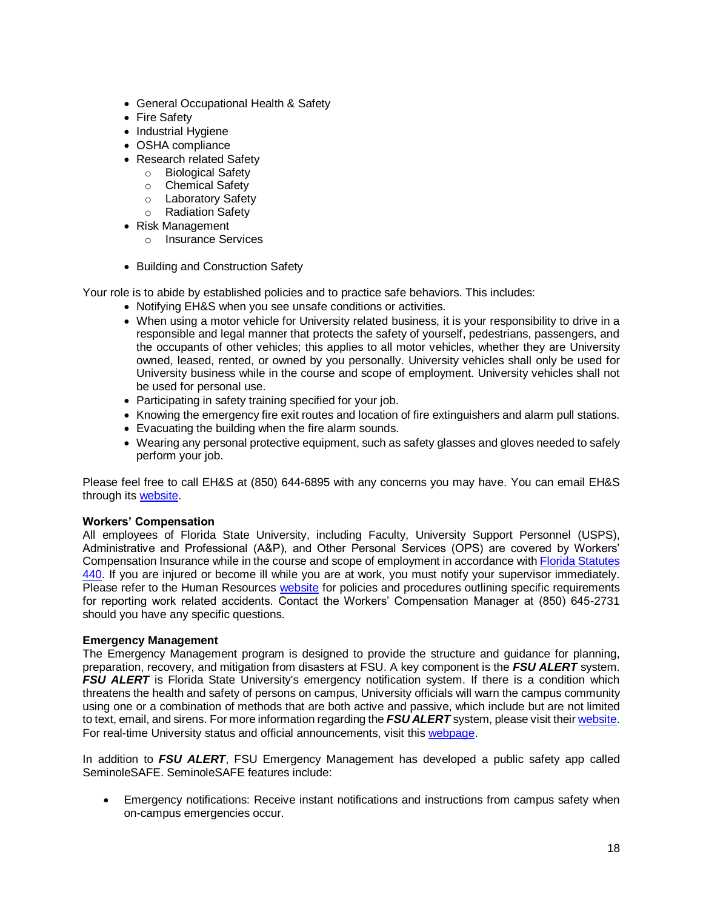- General Occupational Health & Safety
- Fire Safety
- Industrial Hygiene
- OSHA compliance
- Research related Safety
  - Biological Safety
  - Chemical Safety
  - Laboratory Safety
  - Radiation Safety
- Risk Management
  - Insurance Services
- Building and Construction Safety

Your role is to abide by established policies and to practice safe behaviors. This includes:

- Notifying EH&S when you see unsafe conditions or activities.
- When using a motor vehicle for University related business, it is your responsibility to drive in a responsible and legal manner that protects the safety of yourself, pedestrians, passengers, and the occupants of other vehicles; this applies to all motor vehicles, whether they are University owned, leased, rented, or owned by you personally. University vehicles shall only be used for University business while in the course and scope of employment. University vehicles shall not be used for personal use.
- Participating in safety training specified for your job.
- Knowing the emergency fire exit routes and location of fire extinguishers and alarm pull stations.
- Evacuating the building when the fire alarm sounds.
- Wearing any personal protective equipment, such as safety glasses and gloves needed to safely perform your job.

Please feel free to call EH&S at (850) 644-6895 with any concerns you may have. You can email EH&S through its website.

**Workers' Compensation**

All employees of Florida State University, including Faculty, University Support Personnel (USPS), Administrative and Professional (A&P), and Other Personal Services (OPS) are covered by Workers' Compensation Insurance while in the course and scope of employment in accordance with Florida Statutes 440. If you are injured or become ill while you are at work, you must notify your supervisor immediately. Please refer to the Human Resources website for policies and procedures outlining specific requirements for reporting work related accidents. Contact the Workers' Compensation Manager at (850) 645-2731 should you have any specific questions.

**Emergency Management**

The Emergency Management program is designed to provide the structure and guidance for planning, preparation, recovery, and mitigation from disasters at FSU. A key component is the ***FSU ALERT*** system. ***FSU ALERT*** is Florida State University's emergency notification system. If there is a condition which threatens the health and safety of persons on campus, University officials will warn the campus community using one or a combination of methods that are both active and passive, which include but are not limited to text, email, and sirens. For more information regarding the ***FSU ALERT*** system, please visit their website. For real-time University status and official announcements, visit this webpage.

In addition to ***FSU ALERT***, FSU Emergency Management has developed a public safety app called SeminoleSAFE. SeminoleSAFE features include:

- Emergency notifications: Receive instant notifications and instructions from campus safety when on-campus emergencies occur.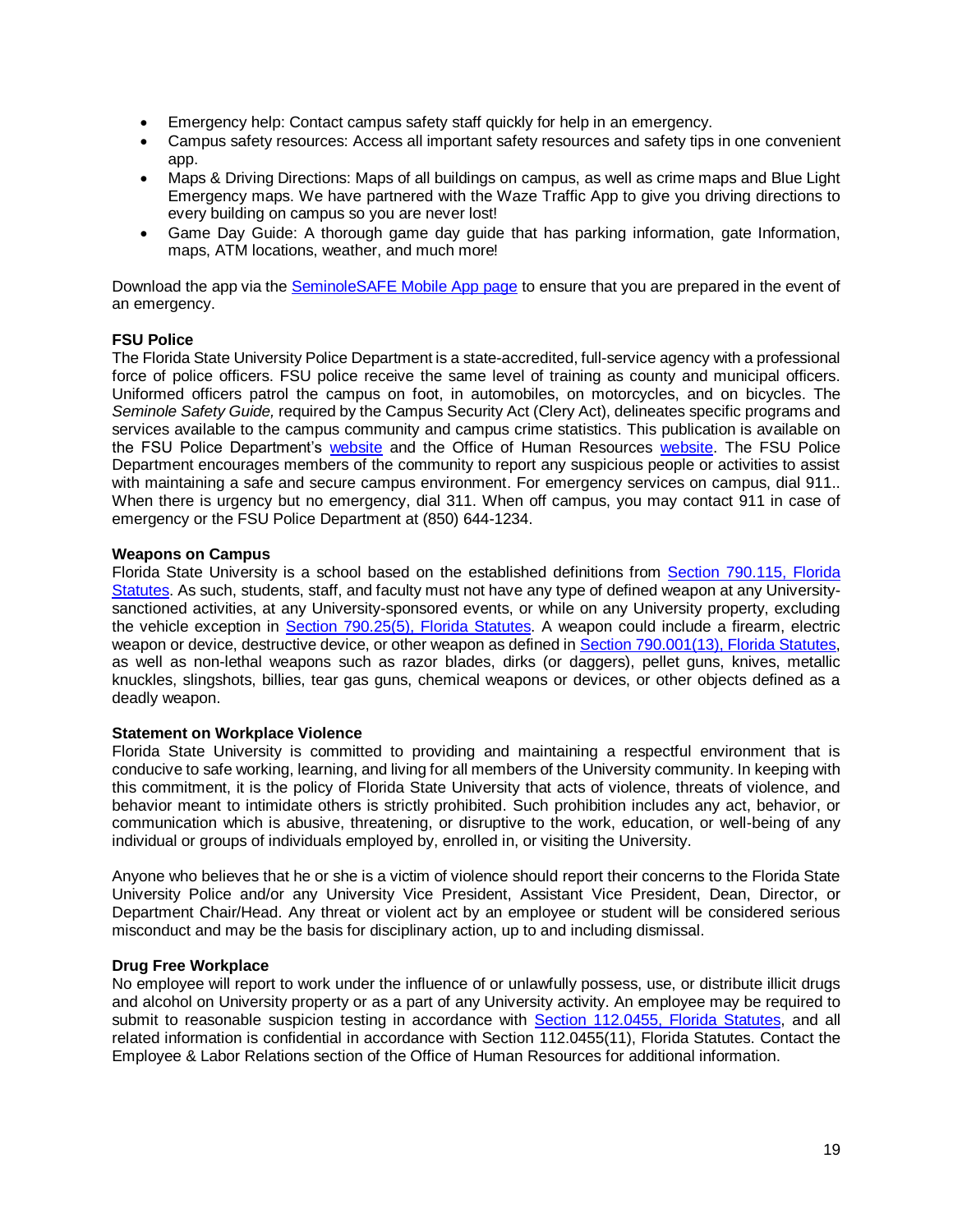- Emergency help: Contact campus safety staff quickly for help in an emergency.
- Campus safety resources: Access all important safety resources and safety tips in one convenient app.
- Maps & Driving Directions: Maps of all buildings on campus, as well as crime maps and Blue Light Emergency maps. We have partnered with the Waze Traffic App to give you driving directions to every building on campus so you are never lost!
- Game Day Guide: A thorough game day guide that has parking information, gate Information, maps, ATM locations, weather, and much more!

Download the app via the SeminoleSAFE Mobile App page to ensure that you are prepared in the event of an emergency.

**FSU Police**

The Florida State University Police Department is a state-accredited, full-service agency with a professional force of police officers. FSU police receive the same level of training as county and municipal officers. Uniformed officers patrol the campus on foot, in automobiles, on motorcycles, and on bicycles. The *Seminole Safety Guide,* required by the Campus Security Act (Clery Act), delineates specific programs and services available to the campus community and campus crime statistics. This publication is available on the FSU Police Department's website and the Office of Human Resources website. The FSU Police Department encourages members of the community to report any suspicious people or activities to assist with maintaining a safe and secure campus environment. For emergency services on campus, dial 911.. When there is urgency but no emergency, dial 311. When off campus, you may contact 911 in case of emergency or the FSU Police Department at (850) 644-1234.

**Weapons on Campus**

Florida State University is a school based on the established definitions from Section 790.115, Florida Statutes. As such, students, staff, and faculty must not have any type of defined weapon at any University-sanctioned activities, at any University-sponsored events, or while on any University property, excluding the vehicle exception in Section 790.25(5), Florida Statutes. A weapon could include a firearm, electric weapon or device, destructive device, or other weapon as defined in Section 790.001(13), Florida Statutes, as well as non-lethal weapons such as razor blades, dirks (or daggers), pellet guns, knives, metallic knuckles, slingshots, billies, tear gas guns, chemical weapons or devices, or other objects defined as a deadly weapon.

**Statement on Workplace Violence**

Florida State University is committed to providing and maintaining a respectful environment that is conducive to safe working, learning, and living for all members of the University community. In keeping with this commitment, it is the policy of Florida State University that acts of violence, threats of violence, and behavior meant to intimidate others is strictly prohibited. Such prohibition includes any act, behavior, or communication which is abusive, threatening, or disruptive to the work, education, or well-being of any individual or groups of individuals employed by, enrolled in, or visiting the University.

Anyone who believes that he or she is a victim of violence should report their concerns to the Florida State University Police and/or any University Vice President, Assistant Vice President, Dean, Director, or Department Chair/Head. Any threat or violent act by an employee or student will be considered serious misconduct and may be the basis for disciplinary action, up to and including dismissal.

**Drug Free Workplace**

No employee will report to work under the influence of or unlawfully possess, use, or distribute illicit drugs and alcohol on University property or as a part of any University activity. An employee may be required to submit to reasonable suspicion testing in accordance with Section 112.0455, Florida Statutes, and all related information is confidential in accordance with Section 112.0455(11), Florida Statutes. Contact the Employee & Labor Relations section of the Office of Human Resources for additional information.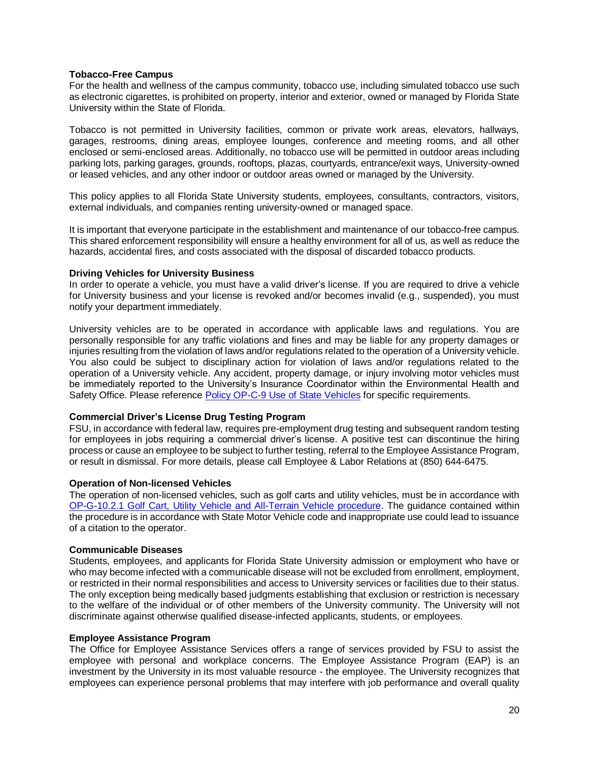**Tobacco-Free Campus**

For the health and wellness of the campus community, tobacco use, including simulated tobacco use such as electronic cigarettes, is prohibited on property, interior and exterior, owned or managed by Florida State University within the State of Florida.

Tobacco is not permitted in University facilities, common or private work areas, elevators, hallways, garages, restrooms, dining areas, employee lounges, conference and meeting rooms, and all other enclosed or semi-enclosed areas. Additionally, no tobacco use will be permitted in outdoor areas including parking lots, parking garages, grounds, rooftops, plazas, courtyards, entrance/exit ways, University-owned or leased vehicles, and any other indoor or outdoor areas owned or managed by the University.

This policy applies to all Florida State University students, employees, consultants, contractors, visitors, external individuals, and companies renting university-owned or managed space.

It is important that everyone participate in the establishment and maintenance of our tobacco-free campus. This shared enforcement responsibility will ensure a healthy environment for all of us, as well as reduce the hazards, accidental fires, and costs associated with the disposal of discarded tobacco products.

**Driving Vehicles for University Business**

In order to operate a vehicle, you must have a valid driver's license. If you are required to drive a vehicle for University business and your license is revoked and/or becomes invalid (e.g., suspended), you must notify your department immediately.

University vehicles are to be operated in accordance with applicable laws and regulations. You are personally responsible for any traffic violations and fines and may be liable for any property damages or injuries resulting from the violation of laws and/or regulations related to the operation of a University vehicle. You also could be subject to disciplinary action for violation of laws and/or regulations related to the operation of a University vehicle. Any accident, property damage, or injury involving motor vehicles must be immediately reported to the University's Insurance Coordinator within the Environmental Health and Safety Office. Please reference Policy OP-C-9 Use of State Vehicles for specific requirements.

**Commercial Driver's License Drug Testing Program**

FSU, in accordance with federal law, requires pre-employment drug testing and subsequent random testing for employees in jobs requiring a commercial driver's license. A positive test can discontinue the hiring process or cause an employee to be subject to further testing, referral to the Employee Assistance Program, or result in dismissal. For more details, please call Employee & Labor Relations at (850) 644-6475.

**Operation of Non-licensed Vehicles**

The operation of non-licensed vehicles, such as golf carts and utility vehicles, must be in accordance with OP-G-10.2.1 Golf Cart, Utility Vehicle and All-Terrain Vehicle procedure. The guidance contained within the procedure is in accordance with State Motor Vehicle code and inappropriate use could lead to issuance of a citation to the operator.

**Communicable Diseases**

Students, employees, and applicants for Florida State University admission or employment who have or who may become infected with a communicable disease will not be excluded from enrollment, employment, or restricted in their normal responsibilities and access to University services or facilities due to their status. The only exception being medically based judgments establishing that exclusion or restriction is necessary to the welfare of the individual or of other members of the University community. The University will not discriminate against otherwise qualified disease-infected applicants, students, or employees.

**Employee Assistance Program**

The Office for Employee Assistance Services offers a range of services provided by FSU to assist the employee with personal and workplace concerns. The Employee Assistance Program (EAP) is an investment by the University in its most valuable resource - the employee. The University recognizes that employees can experience personal problems that may interfere with job performance and overall quality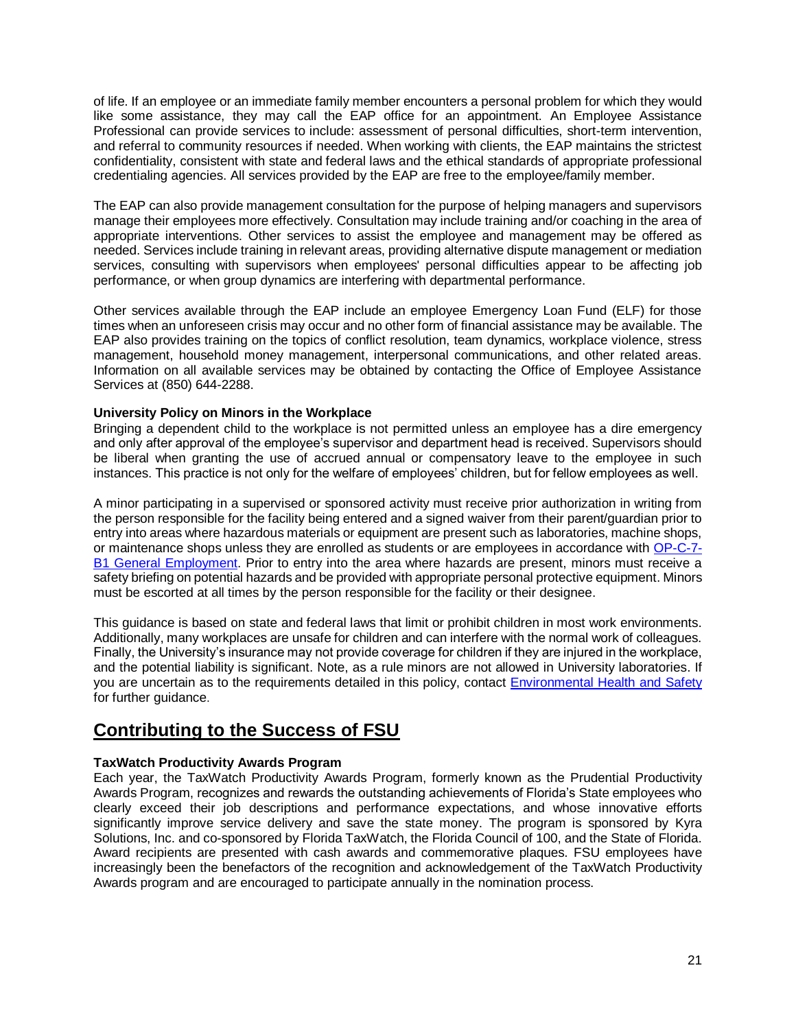of life. If an employee or an immediate family member encounters a personal problem for which they would like some assistance, they may call the EAP office for an appointment. An Employee Assistance Professional can provide services to include: assessment of personal difficulties, short-term intervention, and referral to community resources if needed. When working with clients, the EAP maintains the strictest confidentiality, consistent with state and federal laws and the ethical standards of appropriate professional credentialing agencies. All services provided by the EAP are free to the employee/family member.

The EAP can also provide management consultation for the purpose of helping managers and supervisors manage their employees more effectively. Consultation may include training and/or coaching in the area of appropriate interventions. Other services to assist the employee and management may be offered as needed. Services include training in relevant areas, providing alternative dispute management or mediation services, consulting with supervisors when employees' personal difficulties appear to be affecting job performance, or when group dynamics are interfering with departmental performance.

Other services available through the EAP include an employee Emergency Loan Fund (ELF) for those times when an unforeseen crisis may occur and no other form of financial assistance may be available. The EAP also provides training on the topics of conflict resolution, team dynamics, workplace violence, stress management, household money management, interpersonal communications, and other related areas. Information on all available services may be obtained by contacting the Office of Employee Assistance Services at (850) 644-2288.

**University Policy on Minors in the Workplace**

Bringing a dependent child to the workplace is not permitted unless an employee has a dire emergency and only after approval of the employee's supervisor and department head is received. Supervisors should be liberal when granting the use of accrued annual or compensatory leave to the employee in such instances. This practice is not only for the welfare of employees' children, but for fellow employees as well.

A minor participating in a supervised or sponsored activity must receive prior authorization in writing from the person responsible for the facility being entered and a signed waiver from their parent/guardian prior to entry into areas where hazardous materials or equipment are present such as laboratories, machine shops, or maintenance shops unless they are enrolled as students or are employees in accordance with OP-C-7-B1 General Employment. Prior to entry into the area where hazards are present, minors must receive a safety briefing on potential hazards and be provided with appropriate personal protective equipment. Minors must be escorted at all times by the person responsible for the facility or their designee.

This guidance is based on state and federal laws that limit or prohibit children in most work environments. Additionally, many workplaces are unsafe for children and can interfere with the normal work of colleagues. Finally, the University's insurance may not provide coverage for children if they are injured in the workplace, and the potential liability is significant. Note, as a rule minors are not allowed in University laboratories. If you are uncertain as to the requirements detailed in this policy, contact Environmental Health and Safety for further guidance.

## Contributing to the Success of FSU

**TaxWatch Productivity Awards Program**

Each year, the TaxWatch Productivity Awards Program, formerly known as the Prudential Productivity Awards Program, recognizes and rewards the outstanding achievements of Florida's State employees who clearly exceed their job descriptions and performance expectations, and whose innovative efforts significantly improve service delivery and save the state money. The program is sponsored by Kyra Solutions, Inc. and co-sponsored by Florida TaxWatch, the Florida Council of 100, and the State of Florida. Award recipients are presented with cash awards and commemorative plaques. FSU employees have increasingly been the benefactors of the recognition and acknowledgement of the TaxWatch Productivity Awards program and are encouraged to participate annually in the nomination process.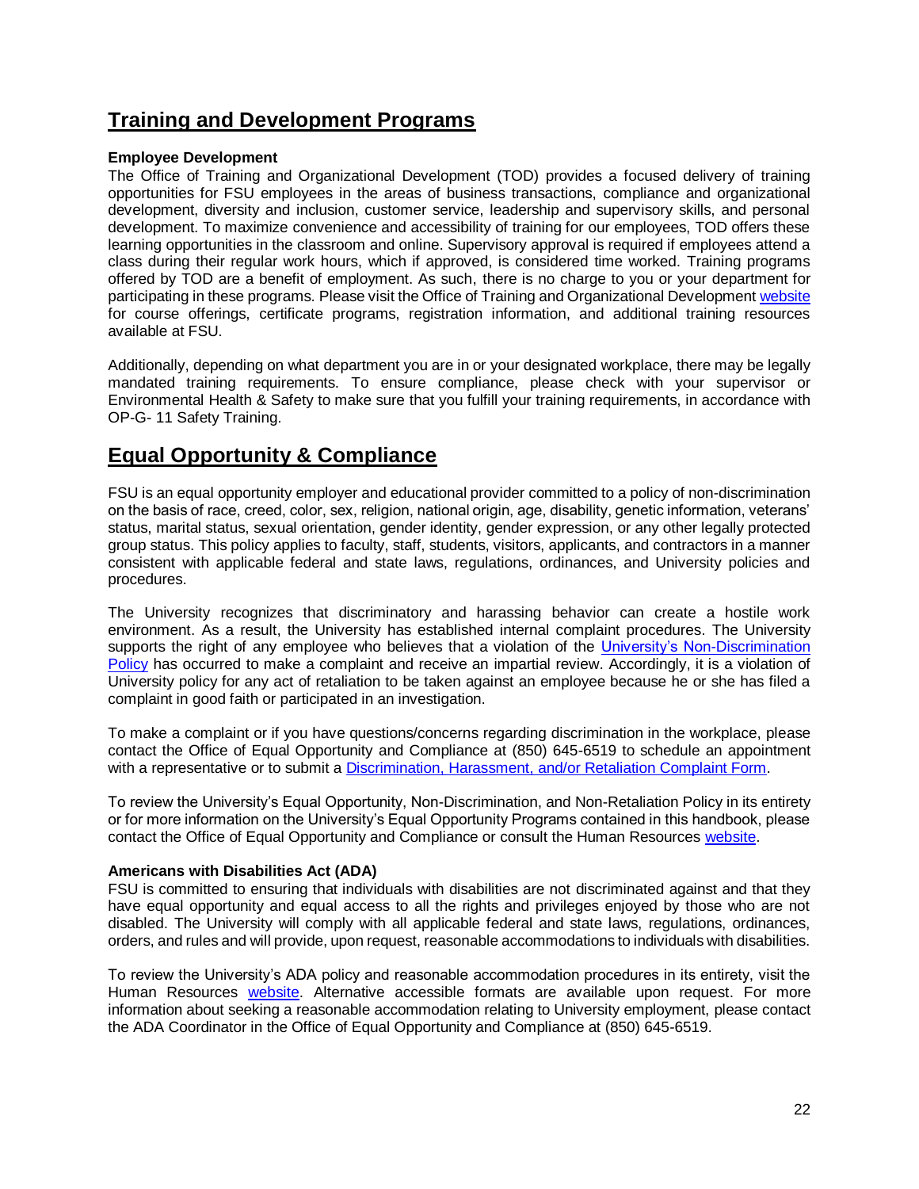## Training and Development Programs

**Employee Development**

The Office of Training and Organizational Development (TOD) provides a focused delivery of training opportunities for FSU employees in the areas of business transactions, compliance and organizational development, diversity and inclusion, customer service, leadership and supervisory skills, and personal development. To maximize convenience and accessibility of training for our employees, TOD offers these learning opportunities in the classroom and online. Supervisory approval is required if employees attend a class during their regular work hours, which if approved, is considered time worked. Training programs offered by TOD are a benefit of employment. As such, there is no charge to you or your department for participating in these programs. Please visit the Office of Training and Organizational Development website for course offerings, certificate programs, registration information, and additional training resources available at FSU.

Additionally, depending on what department you are in or your designated workplace, there may be legally mandated training requirements. To ensure compliance, please check with your supervisor or Environmental Health & Safety to make sure that you fulfill your training requirements, in accordance with OP-G- 11 Safety Training.

## Equal Opportunity & Compliance

FSU is an equal opportunity employer and educational provider committed to a policy of non-discrimination on the basis of race, creed, color, sex, religion, national origin, age, disability, genetic information, veterans' status, marital status, sexual orientation, gender identity, gender expression, or any other legally protected group status. This policy applies to faculty, staff, students, visitors, applicants, and contractors in a manner consistent with applicable federal and state laws, regulations, ordinances, and University policies and procedures.

The University recognizes that discriminatory and harassing behavior can create a hostile work environment. As a result, the University has established internal complaint procedures. The University supports the right of any employee who believes that a violation of the University's Non-Discrimination Policy has occurred to make a complaint and receive an impartial review. Accordingly, it is a violation of University policy for any act of retaliation to be taken against an employee because he or she has filed a complaint in good faith or participated in an investigation.

To make a complaint or if you have questions/concerns regarding discrimination in the workplace, please contact the Office of Equal Opportunity and Compliance at (850) 645-6519 to schedule an appointment with a representative or to submit a Discrimination, Harassment, and/or Retaliation Complaint Form.

To review the University's Equal Opportunity, Non-Discrimination, and Non-Retaliation Policy in its entirety or for more information on the University's Equal Opportunity Programs contained in this handbook, please contact the Office of Equal Opportunity and Compliance or consult the Human Resources website.

**Americans with Disabilities Act (ADA)**

FSU is committed to ensuring that individuals with disabilities are not discriminated against and that they have equal opportunity and equal access to all the rights and privileges enjoyed by those who are not disabled. The University will comply with all applicable federal and state laws, regulations, ordinances, orders, and rules and will provide, upon request, reasonable accommodations to individuals with disabilities.

To review the University's ADA policy and reasonable accommodation procedures in its entirety, visit the Human Resources website. Alternative accessible formats are available upon request. For more information about seeking a reasonable accommodation relating to University employment, please contact the ADA Coordinator in the Office of Equal Opportunity and Compliance at (850) 645-6519.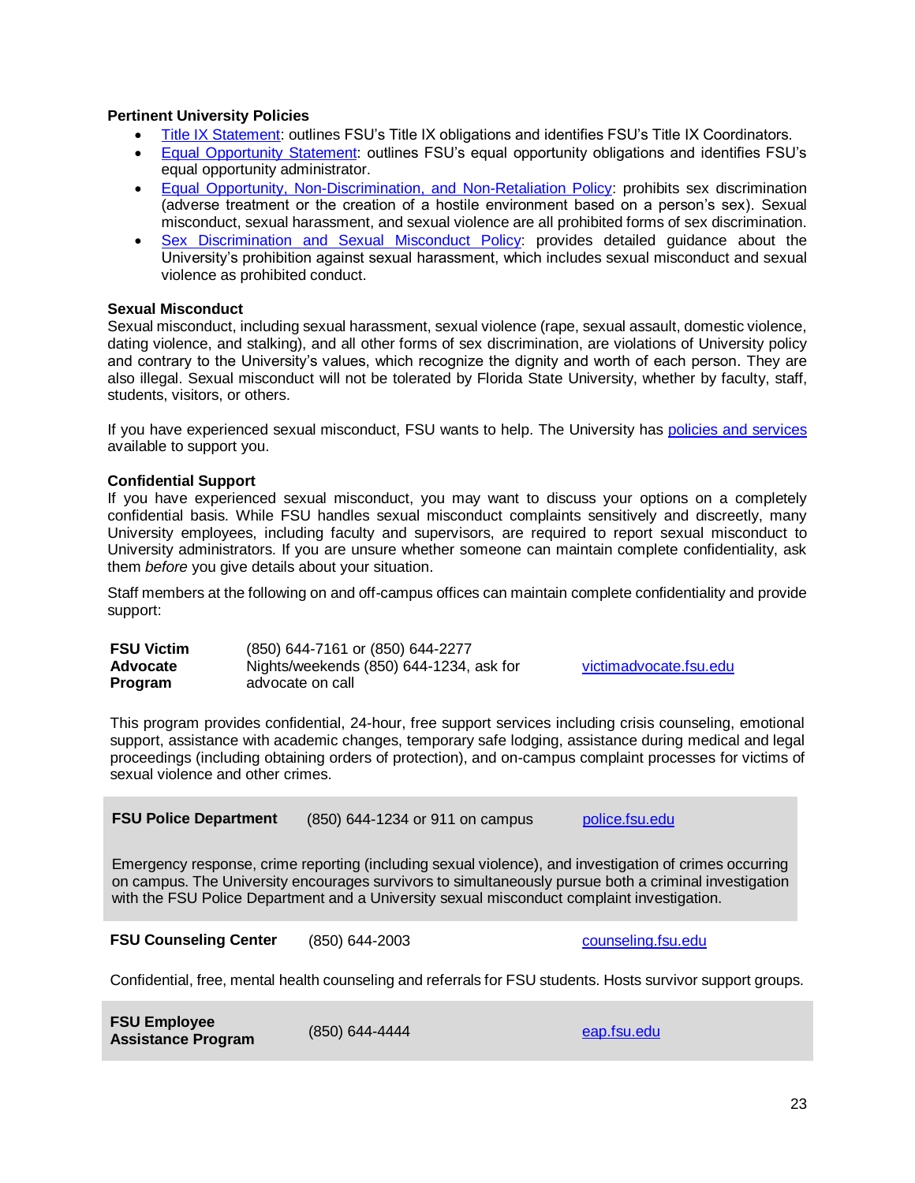**Pertinent University Policies**

- Title IX Statement: outlines FSU's Title IX obligations and identifies FSU's Title IX Coordinators.
- Equal Opportunity Statement: outlines FSU's equal opportunity obligations and identifies FSU's equal opportunity administrator.
- Equal Opportunity, Non-Discrimination, and Non-Retaliation Policy: prohibits sex discrimination (adverse treatment or the creation of a hostile environment based on a person's sex). Sexual misconduct, sexual harassment, and sexual violence are all prohibited forms of sex discrimination.
- Sex Discrimination and Sexual Misconduct Policy: provides detailed guidance about the University's prohibition against sexual harassment, which includes sexual misconduct and sexual violence as prohibited conduct.

**Sexual Misconduct**

Sexual misconduct, including sexual harassment, sexual violence (rape, sexual assault, domestic violence, dating violence, and stalking), and all other forms of sex discrimination, are violations of University policy and contrary to the University's values, which recognize the dignity and worth of each person. They are also illegal. Sexual misconduct will not be tolerated by Florida State University, whether by faculty, staff, students, visitors, or others.

If you have experienced sexual misconduct, FSU wants to help. The University has policies and services available to support you.

**Confidential Support**

If you have experienced sexual misconduct, you may want to discuss your options on a completely confidential basis. While FSU handles sexual misconduct complaints sensitively and discreetly, many University employees, including faculty and supervisors, are required to report sexual misconduct to University administrators. If you are unsure whether someone can maintain complete confidentiality, ask them *before* you give details about your situation.

Staff members at the following on and off-campus offices can maintain complete confidentiality and provide support:

**FSU Victim Advocate Program** — (850) 644-7161 or (850) 644-2277; Nights/weekends (850) 644-1234, ask for advocate on call — victimadvocate.fsu.edu

This program provides confidential, 24-hour, free support services including crisis counseling, emotional support, assistance with academic changes, temporary safe lodging, assistance during medical and legal proceedings (including obtaining orders of protection), and on-campus complaint processes for victims of sexual violence and other crimes.

**FSU Police Department** — (850) 644-1234 or 911 on campus — police.fsu.edu

Emergency response, crime reporting (including sexual violence), and investigation of crimes occurring on campus. The University encourages survivors to simultaneously pursue both a criminal investigation with the FSU Police Department and a University sexual misconduct complaint investigation.

**FSU Counseling Center** — (850) 644-2003 — counseling.fsu.edu

Confidential, free, mental health counseling and referrals for FSU students. Hosts survivor support groups.

**FSU Employee Assistance Program** — (850) 644-4444 — eap.fsu.edu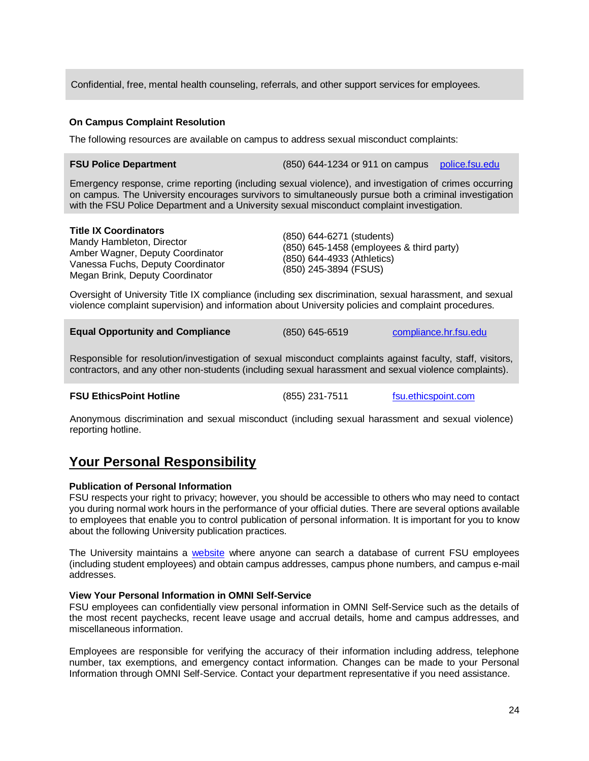Confidential, free, mental health counseling, referrals, and other support services for employees.

**On Campus Complaint Resolution**

The following resources are available on campus to address sexual misconduct complaints:

**FSU Police Department** (850) 644-1234 or 911 on campus [police.fsu.edu](police.fsu.edu)

Emergency response, crime reporting (including sexual violence), and investigation of crimes occurring on campus. The University encourages survivors to simultaneously pursue both a criminal investigation with the FSU Police Department and a University sexual misconduct complaint investigation.

**Title IX Coordinators**
Mandy Hambleton, Director
Amber Wagner, Deputy Coordinator
Vanessa Fuchs, Deputy Coordinator
Megan Brink, Deputy Coordinator

(850) 644-6271 (students)
(850) 645-1458 (employees & third party)
(850) 644-4933 (Athletics)
(850) 245-3894 (FSUS)

Oversight of University Title IX compliance (including sex discrimination, sexual harassment, and sexual violence complaint supervision) and information about University policies and complaint procedures.

**Equal Opportunity and Compliance** (850) 645-6519 [compliance.hr.fsu.edu](compliance.hr.fsu.edu)

Responsible for resolution/investigation of sexual misconduct complaints against faculty, staff, visitors, contractors, and any other non-students (including sexual harassment and sexual violence complaints).

**FSU EthicsPoint Hotline** (855) 231-7511 [fsu.ethicspoint.com](fsu.ethicspoint.com)

Anonymous discrimination and sexual misconduct (including sexual harassment and sexual violence) reporting hotline.

## Your Personal Responsibility

**Publication of Personal Information**
FSU respects your right to privacy; however, you should be accessible to others who may need to contact you during normal work hours in the performance of your official duties. There are several options available to employees that enable you to control publication of personal information. It is important for you to know about the following University publication practices.

The University maintains a website where anyone can search a database of current FSU employees (including student employees) and obtain campus addresses, campus phone numbers, and campus e-mail addresses.

**View Your Personal Information in OMNI Self-Service**
FSU employees can confidentially view personal information in OMNI Self-Service such as the details of the most recent paychecks, recent leave usage and accrual details, home and campus addresses, and miscellaneous information.

Employees are responsible for verifying the accuracy of their information including address, telephone number, tax exemptions, and emergency contact information. Changes can be made to your Personal Information through OMNI Self-Service. Contact your department representative if you need assistance.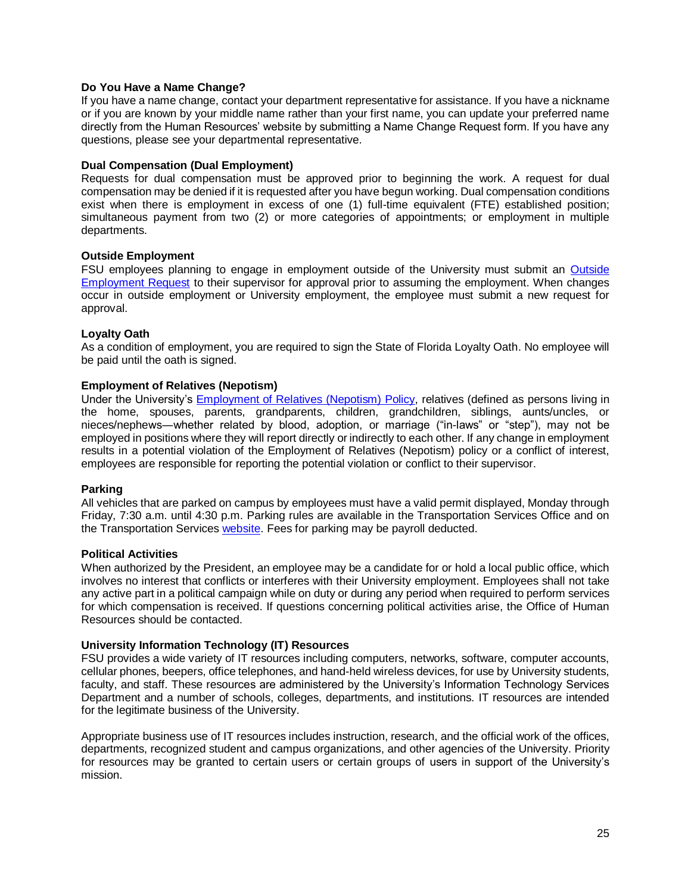### Do You Have a Name Change?

If you have a name change, contact your department representative for assistance. If you have a nickname or if you are known by your middle name rather than your first name, you can update your preferred name directly from the Human Resources' website by submitting a Name Change Request form. If you have any questions, please see your departmental representative.

### Dual Compensation (Dual Employment)

Requests for dual compensation must be approved prior to beginning the work. A request for dual compensation may be denied if it is requested after you have begun working. Dual compensation conditions exist when there is employment in excess of one (1) full-time equivalent (FTE) established position; simultaneous payment from two (2) or more categories of appointments; or employment in multiple departments.

### Outside Employment

FSU employees planning to engage in employment outside of the University must submit an Outside Employment Request to their supervisor for approval prior to assuming the employment. When changes occur in outside employment or University employment, the employee must submit a new request for approval.

### Loyalty Oath

As a condition of employment, you are required to sign the State of Florida Loyalty Oath. No employee will be paid until the oath is signed.

### Employment of Relatives (Nepotism)

Under the University's Employment of Relatives (Nepotism) Policy, relatives (defined as persons living in the home, spouses, parents, grandparents, children, grandchildren, siblings, aunts/uncles, or nieces/nephews—whether related by blood, adoption, or marriage ("in-laws" or "step"), may not be employed in positions where they will report directly or indirectly to each other. If any change in employment results in a potential violation of the Employment of Relatives (Nepotism) policy or a conflict of interest, employees are responsible for reporting the potential violation or conflict to their supervisor.

### Parking

All vehicles that are parked on campus by employees must have a valid permit displayed, Monday through Friday, 7:30 a.m. until 4:30 p.m. Parking rules are available in the Transportation Services Office and on the Transportation Services website. Fees for parking may be payroll deducted.

### Political Activities

When authorized by the President, an employee may be a candidate for or hold a local public office, which involves no interest that conflicts or interferes with their University employment. Employees shall not take any active part in a political campaign while on duty or during any period when required to perform services for which compensation is received. If questions concerning political activities arise, the Office of Human Resources should be contacted.

### University Information Technology (IT) Resources

FSU provides a wide variety of IT resources including computers, networks, software, computer accounts, cellular phones, beepers, office telephones, and hand-held wireless devices, for use by University students, faculty, and staff. These resources are administered by the University's Information Technology Services Department and a number of schools, colleges, departments, and institutions. IT resources are intended for the legitimate business of the University.

Appropriate business use of IT resources includes instruction, research, and the official work of the offices, departments, recognized student and campus organizations, and other agencies of the University. Priority for resources may be granted to certain users or certain groups of users in support of the University's mission.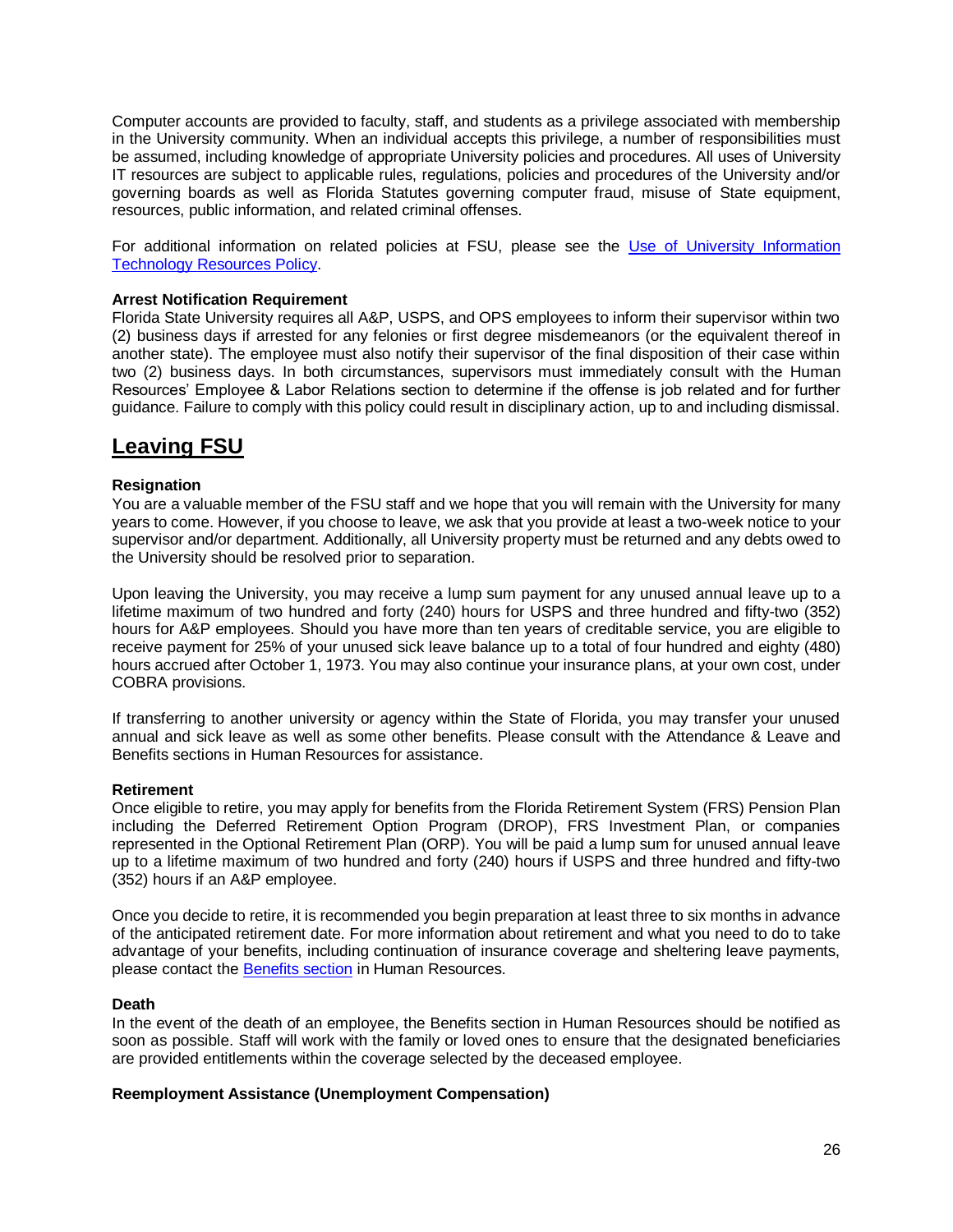Computer accounts are provided to faculty, staff, and students as a privilege associated with membership in the University community. When an individual accepts this privilege, a number of responsibilities must be assumed, including knowledge of appropriate University policies and procedures. All uses of University IT resources are subject to applicable rules, regulations, policies and procedures of the University and/or governing boards as well as Florida Statutes governing computer fraud, misuse of State equipment, resources, public information, and related criminal offenses.

For additional information on related policies at FSU, please see the [Use of University Information Technology Resources Policy](#).

**Arrest Notification Requirement**
Florida State University requires all A&P, USPS, and OPS employees to inform their supervisor within two (2) business days if arrested for any felonies or first degree misdemeanors (or the equivalent thereof in another state). The employee must also notify their supervisor of the final disposition of their case within two (2) business days. In both circumstances, supervisors must immediately consult with the Human Resources' Employee & Labor Relations section to determine if the offense is job related and for further guidance. Failure to comply with this policy could result in disciplinary action, up to and including dismissal.

## Leaving FSU

**Resignation**
You are a valuable member of the FSU staff and we hope that you will remain with the University for many years to come. However, if you choose to leave, we ask that you provide at least a two-week notice to your supervisor and/or department. Additionally, all University property must be returned and any debts owed to the University should be resolved prior to separation.

Upon leaving the University, you may receive a lump sum payment for any unused annual leave up to a lifetime maximum of two hundred and forty (240) hours for USPS and three hundred and fifty-two (352) hours for A&P employees. Should you have more than ten years of creditable service, you are eligible to receive payment for 25% of your unused sick leave balance up to a total of four hundred and eighty (480) hours accrued after October 1, 1973. You may also continue your insurance plans, at your own cost, under COBRA provisions.

If transferring to another university or agency within the State of Florida, you may transfer your unused annual and sick leave as well as some other benefits. Please consult with the Attendance & Leave and Benefits sections in Human Resources for assistance.

**Retirement**
Once eligible to retire, you may apply for benefits from the Florida Retirement System (FRS) Pension Plan including the Deferred Retirement Option Program (DROP), FRS Investment Plan, or companies represented in the Optional Retirement Plan (ORP). You will be paid a lump sum for unused annual leave up to a lifetime maximum of two hundred and forty (240) hours if USPS and three hundred and fifty-two (352) hours if an A&P employee.

Once you decide to retire, it is recommended you begin preparation at least three to six months in advance of the anticipated retirement date. For more information about retirement and what you need to do to take advantage of your benefits, including continuation of insurance coverage and sheltering leave payments, please contact the [Benefits section](#) in Human Resources.

**Death**
In the event of the death of an employee, the Benefits section in Human Resources should be notified as soon as possible. Staff will work with the family or loved ones to ensure that the designated beneficiaries are provided entitlements within the coverage selected by the deceased employee.

**Reemployment Assistance (Unemployment Compensation)**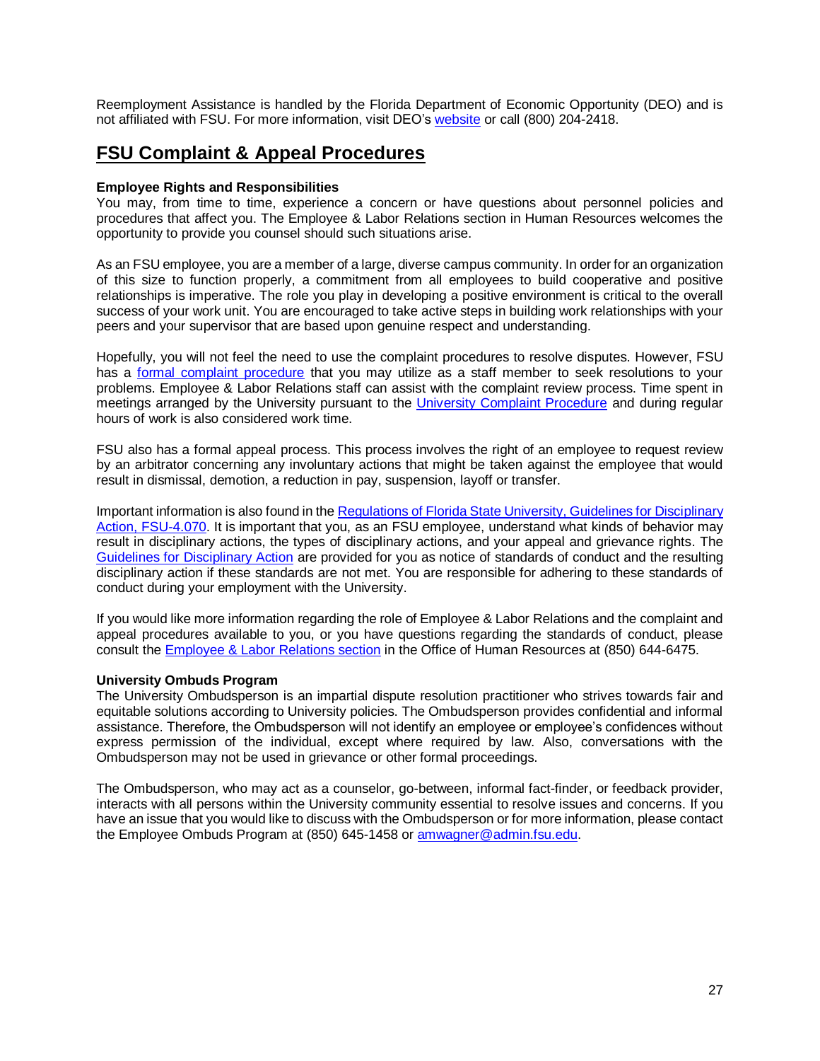Reemployment Assistance is handled by the Florida Department of Economic Opportunity (DEO) and is not affiliated with FSU. For more information, visit DEO's website or call (800) 204-2418.

## FSU Complaint & Appeal Procedures

**Employee Rights and Responsibilities**

You may, from time to time, experience a concern or have questions about personnel policies and procedures that affect you. The Employee & Labor Relations section in Human Resources welcomes the opportunity to provide you counsel should such situations arise.

As an FSU employee, you are a member of a large, diverse campus community. In order for an organization of this size to function properly, a commitment from all employees to build cooperative and positive relationships is imperative. The role you play in developing a positive environment is critical to the overall success of your work unit. You are encouraged to take active steps in building work relationships with your peers and your supervisor that are based upon genuine respect and understanding.

Hopefully, you will not feel the need to use the complaint procedures to resolve disputes. However, FSU has a formal complaint procedure that you may utilize as a staff member to seek resolutions to your problems. Employee & Labor Relations staff can assist with the complaint review process. Time spent in meetings arranged by the University pursuant to the University Complaint Procedure and during regular hours of work is also considered work time.

FSU also has a formal appeal process. This process involves the right of an employee to request review by an arbitrator concerning any involuntary actions that might be taken against the employee that would result in dismissal, demotion, a reduction in pay, suspension, layoff or transfer.

Important information is also found in the Regulations of Florida State University, Guidelines for Disciplinary Action, FSU-4.070. It is important that you, as an FSU employee, understand what kinds of behavior may result in disciplinary actions, the types of disciplinary actions, and your appeal and grievance rights. The Guidelines for Disciplinary Action are provided for you as notice of standards of conduct and the resulting disciplinary action if these standards are not met. You are responsible for adhering to these standards of conduct during your employment with the University.

If you would like more information regarding the role of Employee & Labor Relations and the complaint and appeal procedures available to you, or you have questions regarding the standards of conduct, please consult the Employee & Labor Relations section in the Office of Human Resources at (850) 644-6475.

**University Ombuds Program**

The University Ombudsperson is an impartial dispute resolution practitioner who strives towards fair and equitable solutions according to University policies. The Ombudsperson provides confidential and informal assistance. Therefore, the Ombudsperson will not identify an employee or employee's confidences without express permission of the individual, except where required by law. Also, conversations with the Ombudsperson may not be used in grievance or other formal proceedings.

The Ombudsperson, who may act as a counselor, go-between, informal fact-finder, or feedback provider, interacts with all persons within the University community essential to resolve issues and concerns. If you have an issue that you would like to discuss with the Ombudsperson or for more information, please contact the Employee Ombuds Program at (850) 645-1458 or amwagner@admin.fsu.edu.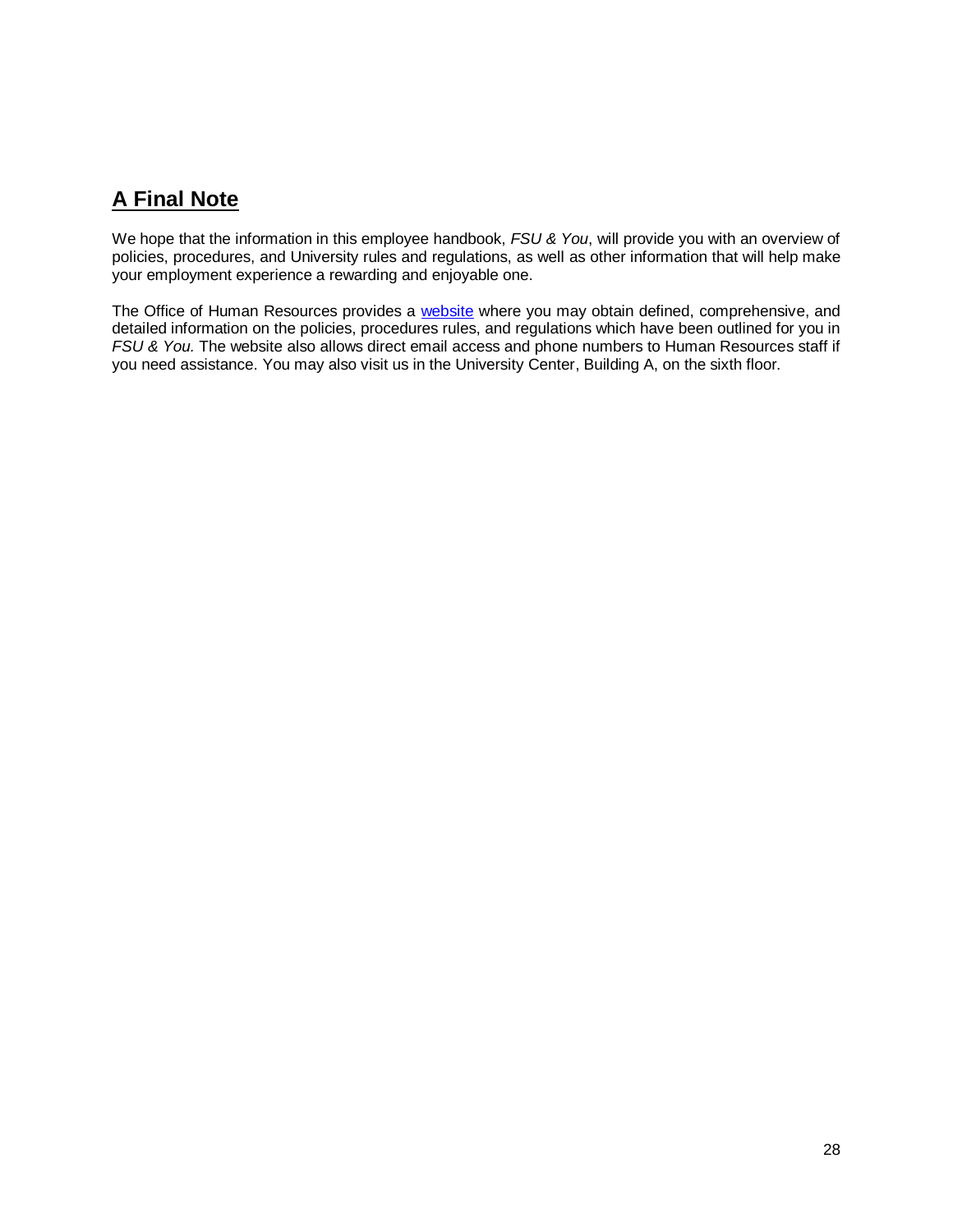## A Final Note

We hope that the information in this employee handbook, *FSU & You*, will provide you with an overview of policies, procedures, and University rules and regulations, as well as other information that will help make your employment experience a rewarding and enjoyable one.

The Office of Human Resources provides a website where you may obtain defined, comprehensive, and detailed information on the policies, procedures rules, and regulations which have been outlined for you in *FSU & You.* The website also allows direct email access and phone numbers to Human Resources staff if you need assistance. You may also visit us in the University Center, Building A, on the sixth floor.